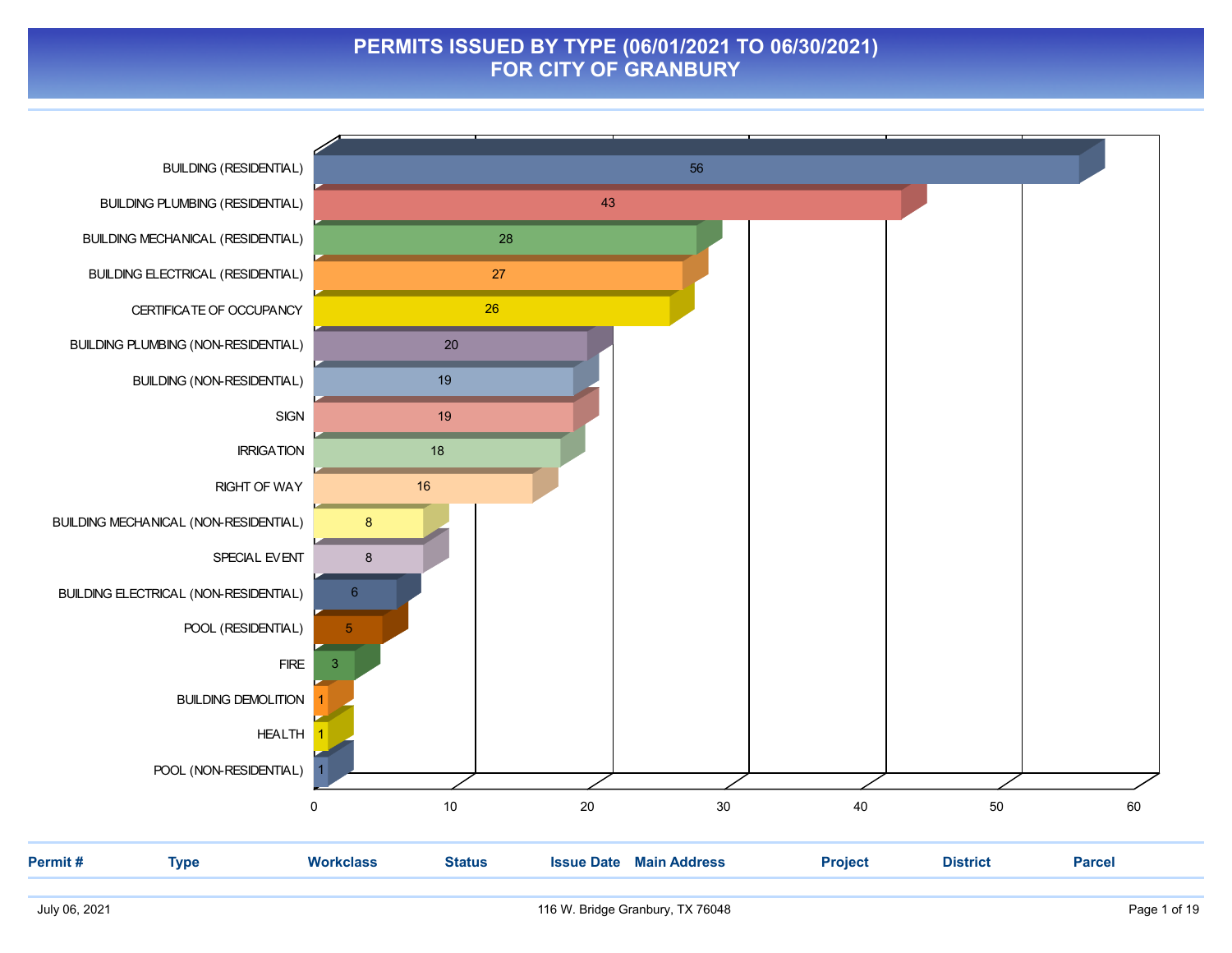# PERMITS ISSUED BY TYPE (06/01/2021 TO 06/30/2021)
# FOR CITY OF GRANBURY

| Type | Count |
|---|---|
| BUILDING (RESIDENTIAL) | 56 |
| BUILDING PLUMBING (RESIDENTIAL) | 43 |
| BUILDING MECHANICAL (RESIDENTIAL) | 28 |
| BUILDING ELECTRICAL (RESIDENTIAL) | 27 |
| CERTIFICATE OF OCCUPANCY | 26 |
| BUILDING PLUMBING (NON-RESIDENTIAL) | 20 |
| BUILDING (NON-RESIDENTIAL) | 19 |
| SIGN | 19 |
| IRRIGATION | 18 |
| RIGHT OF WAY | 16 |
| BUILDING MECHANICAL (NON-RESIDENTIAL) | 8 |
| SPECIAL EVENT | 8 |
| BUILDING ELECTRICAL (NON-RESIDENTIAL) | 6 |
| POOL (RESIDENTIAL) | 5 |
| FIRE | 3 |
| BUILDING DEMOLITION | 1 |
| HEALTH | 1 |
| POOL (NON-RESIDENTIAL) | 1 |

| Permit # | Type | Workclass | Status | Issue Date | Main Address | Project | District | Parcel |
|---|---|---|---|---|---|---|---|---|

July 06, 2021 116 W. Bridge Granbury, TX 76048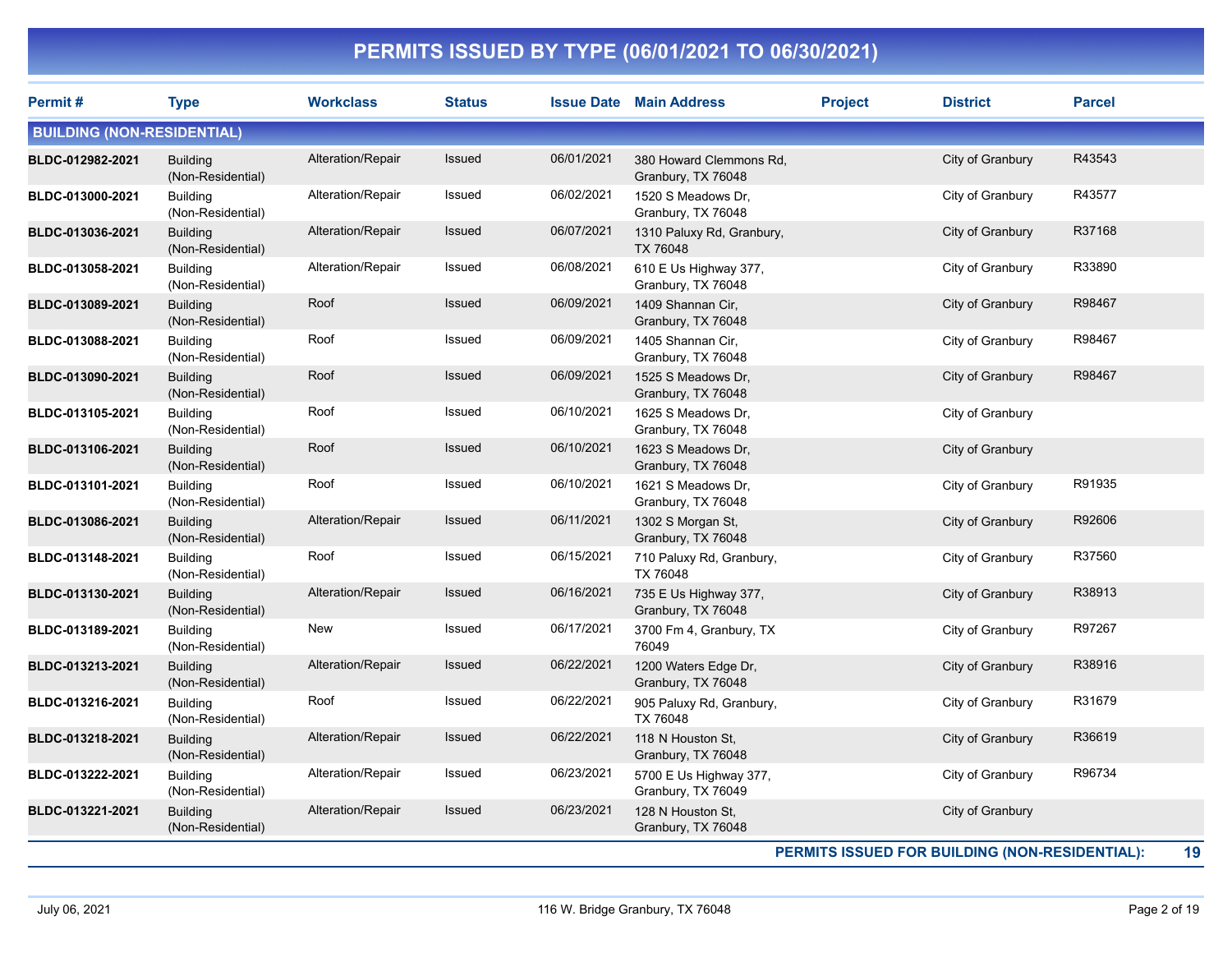# PERMITS ISSUED BY TYPE (06/01/2021 TO 06/30/2021)

| Permit # | Type | Workclass | Status | Issue Date | Main Address | Project | District | Parcel |
|---|---|---|---|---|---|---|---|---|
| **BUILDING (NON-RESIDENTIAL)** | | | | | | | | |
| **BLDC-012982-2021** | Building (Non-Residential) | Alteration/Repair | Issued | 06/01/2021 | 380 Howard Clemmons Rd, Granbury, TX 76048 | | City of Granbury | R43543 |
| **BLDC-013000-2021** | Building (Non-Residential) | Alteration/Repair | Issued | 06/02/2021 | 1520 S Meadows Dr, Granbury, TX 76048 | | City of Granbury | R43577 |
| **BLDC-013036-2021** | Building (Non-Residential) | Alteration/Repair | Issued | 06/07/2021 | 1310 Paluxy Rd, Granbury, TX 76048 | | City of Granbury | R37168 |
| **BLDC-013058-2021** | Building (Non-Residential) | Alteration/Repair | Issued | 06/08/2021 | 610 E Us Highway 377, Granbury, TX 76048 | | City of Granbury | R33890 |
| **BLDC-013089-2021** | Building (Non-Residential) | Roof | Issued | 06/09/2021 | 1409 Shannan Cir, Granbury, TX 76048 | | City of Granbury | R98467 |
| **BLDC-013088-2021** | Building (Non-Residential) | Roof | Issued | 06/09/2021 | 1405 Shannan Cir, Granbury, TX 76048 | | City of Granbury | R98467 |
| **BLDC-013090-2021** | Building (Non-Residential) | Roof | Issued | 06/09/2021 | 1525 S Meadows Dr, Granbury, TX 76048 | | City of Granbury | R98467 |
| **BLDC-013105-2021** | Building (Non-Residential) | Roof | Issued | 06/10/2021 | 1625 S Meadows Dr, Granbury, TX 76048 | | City of Granbury | |
| **BLDC-013106-2021** | Building (Non-Residential) | Roof | Issued | 06/10/2021 | 1623 S Meadows Dr, Granbury, TX 76048 | | City of Granbury | |
| **BLDC-013101-2021** | Building (Non-Residential) | Roof | Issued | 06/10/2021 | 1621 S Meadows Dr, Granbury, TX 76048 | | City of Granbury | R91935 |
| **BLDC-013086-2021** | Building (Non-Residential) | Alteration/Repair | Issued | 06/11/2021 | 1302 S Morgan St, Granbury, TX 76048 | | City of Granbury | R92606 |
| **BLDC-013148-2021** | Building (Non-Residential) | Roof | Issued | 06/15/2021 | 710 Paluxy Rd, Granbury, TX 76048 | | City of Granbury | R37560 |
| **BLDC-013130-2021** | Building (Non-Residential) | Alteration/Repair | Issued | 06/16/2021 | 735 E Us Highway 377, Granbury, TX 76048 | | City of Granbury | R38913 |
| **BLDC-013189-2021** | Building (Non-Residential) | New | Issued | 06/17/2021 | 3700 Fm 4, Granbury, TX 76049 | | City of Granbury | R97267 |
| **BLDC-013213-2021** | Building (Non-Residential) | Alteration/Repair | Issued | 06/22/2021 | 1200 Waters Edge Dr, Granbury, TX 76048 | | City of Granbury | R38916 |
| **BLDC-013216-2021** | Building (Non-Residential) | Roof | Issued | 06/22/2021 | 905 Paluxy Rd, Granbury, TX 76048 | | City of Granbury | R31679 |
| **BLDC-013218-2021** | Building (Non-Residential) | Alteration/Repair | Issued | 06/22/2021 | 118 N Houston St, Granbury, TX 76048 | | City of Granbury | R36619 |
| **BLDC-013222-2021** | Building (Non-Residential) | Alteration/Repair | Issued | 06/23/2021 | 5700 E Us Highway 377, Granbury, TX 76049 | | City of Granbury | R96734 |
| **BLDC-013221-2021** | Building (Non-Residential) | Alteration/Repair | Issued | 06/23/2021 | 128 N Houston St, Granbury, TX 76048 | | City of Granbury | |

**PERMITS ISSUED FOR BUILDING (NON-RESIDENTIAL): 19**

July 06, 2021 — 116 W. Bridge Granbury, TX 76048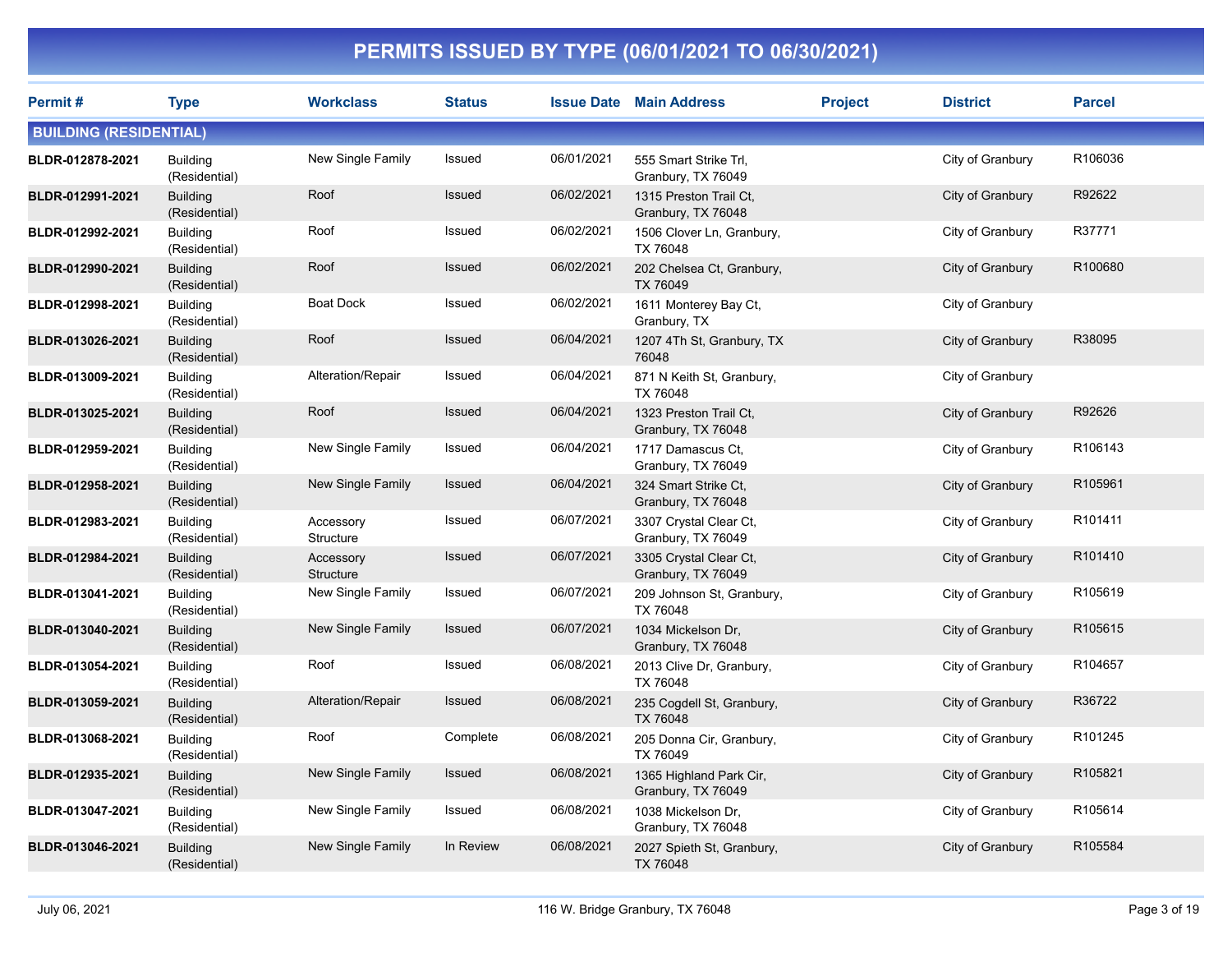# PERMITS ISSUED BY TYPE (06/01/2021 TO 06/30/2021)

| Permit # | Type | Workclass | Status | Issue Date | Main Address | Project | District | Parcel |
|---|---|---|---|---|---|---|---|---|
| **BUILDING (RESIDENTIAL)** | | | | | | | | |
| BLDR-012878-2021 | Building (Residential) | New Single Family | Issued | 06/01/2021 | 555 Smart Strike Trl, Granbury, TX 76049 | | City of Granbury | R106036 |
| BLDR-012991-2021 | Building (Residential) | Roof | Issued | 06/02/2021 | 1315 Preston Trail Ct, Granbury, TX 76048 | | City of Granbury | R92622 |
| BLDR-012992-2021 | Building (Residential) | Roof | Issued | 06/02/2021 | 1506 Clover Ln, Granbury, TX 76048 | | City of Granbury | R37771 |
| BLDR-012990-2021 | Building (Residential) | Roof | Issued | 06/02/2021 | 202 Chelsea Ct, Granbury, TX 76049 | | City of Granbury | R100680 |
| BLDR-012998-2021 | Building (Residential) | Boat Dock | Issued | 06/02/2021 | 1611 Monterey Bay Ct, Granbury, TX | | City of Granbury | |
| BLDR-013026-2021 | Building (Residential) | Roof | Issued | 06/04/2021 | 1207 4Th St, Granbury, TX 76048 | | City of Granbury | R38095 |
| BLDR-013009-2021 | Building (Residential) | Alteration/Repair | Issued | 06/04/2021 | 871 N Keith St, Granbury, TX 76048 | | City of Granbury | |
| BLDR-013025-2021 | Building (Residential) | Roof | Issued | 06/04/2021 | 1323 Preston Trail Ct, Granbury, TX 76048 | | City of Granbury | R92626 |
| BLDR-012959-2021 | Building (Residential) | New Single Family | Issued | 06/04/2021 | 1717 Damascus Ct, Granbury, TX 76049 | | City of Granbury | R106143 |
| BLDR-012958-2021 | Building (Residential) | New Single Family | Issued | 06/04/2021 | 324 Smart Strike Ct, Granbury, TX 76048 | | City of Granbury | R105961 |
| BLDR-012983-2021 | Building (Residential) | Accessory Structure | Issued | 06/07/2021 | 3307 Crystal Clear Ct, Granbury, TX 76049 | | City of Granbury | R101411 |
| BLDR-012984-2021 | Building (Residential) | Accessory Structure | Issued | 06/07/2021 | 3305 Crystal Clear Ct, Granbury, TX 76049 | | City of Granbury | R101410 |
| BLDR-013041-2021 | Building (Residential) | New Single Family | Issued | 06/07/2021 | 209 Johnson St, Granbury, TX 76048 | | City of Granbury | R105619 |
| BLDR-013040-2021 | Building (Residential) | New Single Family | Issued | 06/07/2021 | 1034 Mickelson Dr, Granbury, TX 76048 | | City of Granbury | R105615 |
| BLDR-013054-2021 | Building (Residential) | Roof | Issued | 06/08/2021 | 2013 Clive Dr, Granbury, TX 76048 | | City of Granbury | R104657 |
| BLDR-013059-2021 | Building (Residential) | Alteration/Repair | Issued | 06/08/2021 | 235 Cogdell St, Granbury, TX 76048 | | City of Granbury | R36722 |
| BLDR-013068-2021 | Building (Residential) | Roof | Complete | 06/08/2021 | 205 Donna Cir, Granbury, TX 76049 | | City of Granbury | R101245 |
| BLDR-012935-2021 | Building (Residential) | New Single Family | Issued | 06/08/2021 | 1365 Highland Park Cir, Granbury, TX 76049 | | City of Granbury | R105821 |
| BLDR-013047-2021 | Building (Residential) | New Single Family | Issued | 06/08/2021 | 1038 Mickelson Dr, Granbury, TX 76048 | | City of Granbury | R105614 |
| BLDR-013046-2021 | Building (Residential) | New Single Family | In Review | 06/08/2021 | 2027 Spieth St, Granbury, TX 76048 | | City of Granbury | R105584 |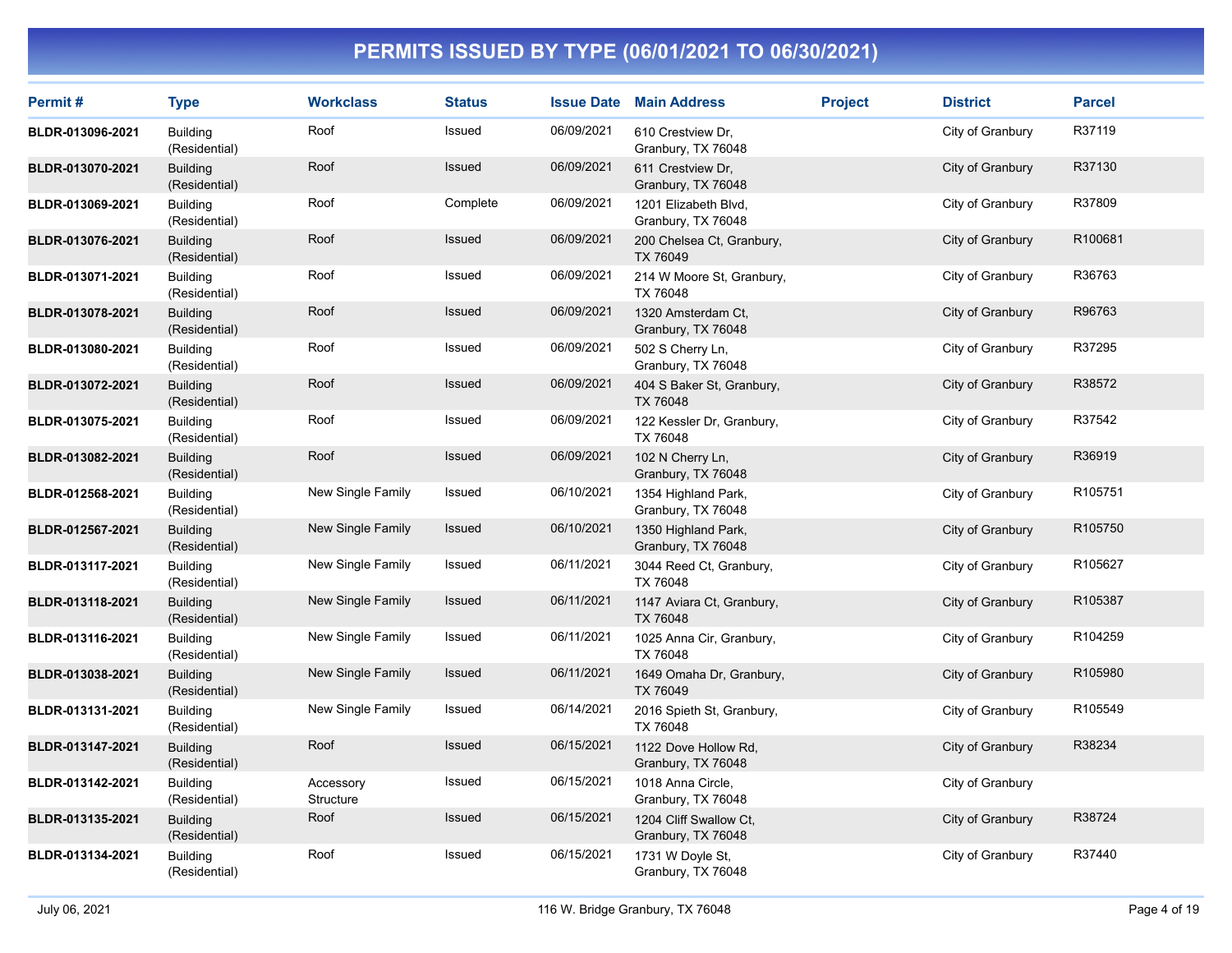# PERMITS ISSUED BY TYPE (06/01/2021 TO 06/30/2021)

| Permit # | Type | Workclass | Status | Issue Date | Main Address | Project | District | Parcel |
|---|---|---|---|---|---|---|---|---|
| BLDR-013096-2021 | Building (Residential) | Roof | Issued | 06/09/2021 | 610 Crestview Dr, Granbury, TX 76048 | | City of Granbury | R37119 |
| BLDR-013070-2021 | Building (Residential) | Roof | Issued | 06/09/2021 | 611 Crestview Dr, Granbury, TX 76048 | | City of Granbury | R37130 |
| BLDR-013069-2021 | Building (Residential) | Roof | Complete | 06/09/2021 | 1201 Elizabeth Blvd, Granbury, TX 76048 | | City of Granbury | R37809 |
| BLDR-013076-2021 | Building (Residential) | Roof | Issued | 06/09/2021 | 200 Chelsea Ct, Granbury, TX 76049 | | City of Granbury | R100681 |
| BLDR-013071-2021 | Building (Residential) | Roof | Issued | 06/09/2021 | 214 W Moore St, Granbury, TX 76048 | | City of Granbury | R36763 |
| BLDR-013078-2021 | Building (Residential) | Roof | Issued | 06/09/2021 | 1320 Amsterdam Ct, Granbury, TX 76048 | | City of Granbury | R96763 |
| BLDR-013080-2021 | Building (Residential) | Roof | Issued | 06/09/2021 | 502 S Cherry Ln, Granbury, TX 76048 | | City of Granbury | R37295 |
| BLDR-013072-2021 | Building (Residential) | Roof | Issued | 06/09/2021 | 404 S Baker St, Granbury, TX 76048 | | City of Granbury | R38572 |
| BLDR-013075-2021 | Building (Residential) | Roof | Issued | 06/09/2021 | 122 Kessler Dr, Granbury, TX 76048 | | City of Granbury | R37542 |
| BLDR-013082-2021 | Building (Residential) | Roof | Issued | 06/09/2021 | 102 N Cherry Ln, Granbury, TX 76048 | | City of Granbury | R36919 |
| BLDR-012568-2021 | Building (Residential) | New Single Family | Issued | 06/10/2021 | 1354 Highland Park, Granbury, TX 76048 | | City of Granbury | R105751 |
| BLDR-012567-2021 | Building (Residential) | New Single Family | Issued | 06/10/2021 | 1350 Highland Park, Granbury, TX 76048 | | City of Granbury | R105750 |
| BLDR-013117-2021 | Building (Residential) | New Single Family | Issued | 06/11/2021 | 3044 Reed Ct, Granbury, TX 76048 | | City of Granbury | R105627 |
| BLDR-013118-2021 | Building (Residential) | New Single Family | Issued | 06/11/2021 | 1147 Aviara Ct, Granbury, TX 76048 | | City of Granbury | R105387 |
| BLDR-013116-2021 | Building (Residential) | New Single Family | Issued | 06/11/2021 | 1025 Anna Cir, Granbury, TX 76048 | | City of Granbury | R104259 |
| BLDR-013038-2021 | Building (Residential) | New Single Family | Issued | 06/11/2021 | 1649 Omaha Dr, Granbury, TX 76049 | | City of Granbury | R105980 |
| BLDR-013131-2021 | Building (Residential) | New Single Family | Issued | 06/14/2021 | 2016 Spieth St, Granbury, TX 76048 | | City of Granbury | R105549 |
| BLDR-013147-2021 | Building (Residential) | Roof | Issued | 06/15/2021 | 1122 Dove Hollow Rd, Granbury, TX 76048 | | City of Granbury | R38234 |
| BLDR-013142-2021 | Building (Residential) | Accessory Structure | Issued | 06/15/2021 | 1018 Anna Circle, Granbury, TX 76048 | | City of Granbury | |
| BLDR-013135-2021 | Building (Residential) | Roof | Issued | 06/15/2021 | 1204 Cliff Swallow Ct, Granbury, TX 76048 | | City of Granbury | R38724 |
| BLDR-013134-2021 | Building (Residential) | Roof | Issued | 06/15/2021 | 1731 W Doyle St, Granbury, TX 76048 | | City of Granbury | R37440 |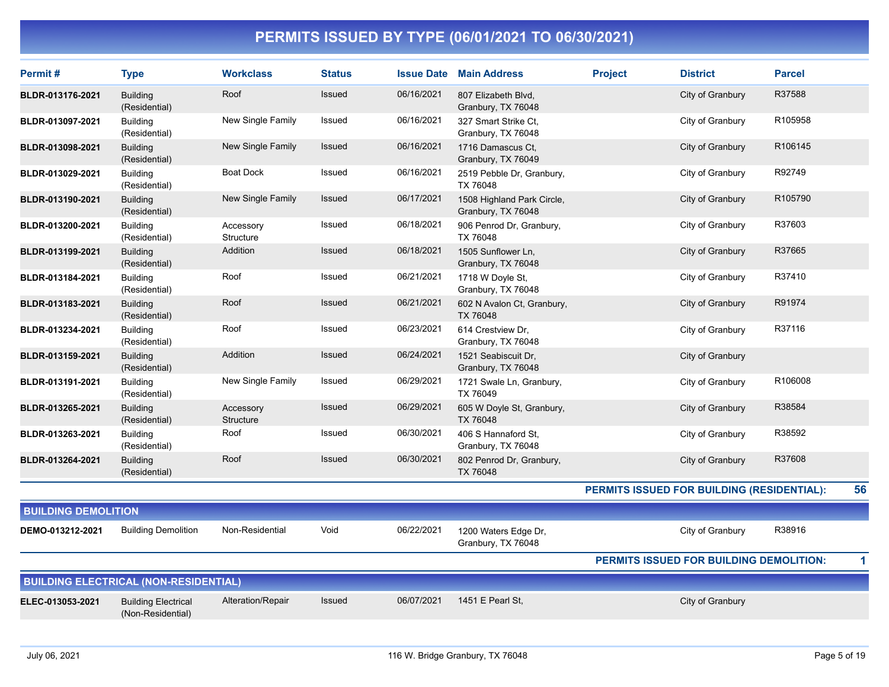# PERMITS ISSUED BY TYPE (06/01/2021 TO 06/30/2021)

| Permit # | Type | Workclass | Status | Issue Date | Main Address | Project | District | Parcel |
|---|---|---|---|---|---|---|---|---|
| BLDR-013176-2021 | Building (Residential) | Roof | Issued | 06/16/2021 | 807 Elizabeth Blvd, Granbury, TX 76048 | | City of Granbury | R37588 |
| BLDR-013097-2021 | Building (Residential) | New Single Family | Issued | 06/16/2021 | 327 Smart Strike Ct, Granbury, TX 76048 | | City of Granbury | R105958 |
| BLDR-013098-2021 | Building (Residential) | New Single Family | Issued | 06/16/2021 | 1716 Damascus Ct, Granbury, TX 76049 | | City of Granbury | R106145 |
| BLDR-013029-2021 | Building (Residential) | Boat Dock | Issued | 06/16/2021 | 2519 Pebble Dr, Granbury, TX 76048 | | City of Granbury | R92749 |
| BLDR-013190-2021 | Building (Residential) | New Single Family | Issued | 06/17/2021 | 1508 Highland Park Circle, Granbury, TX 76048 | | City of Granbury | R105790 |
| BLDR-013200-2021 | Building (Residential) | Accessory Structure | Issued | 06/18/2021 | 906 Penrod Dr, Granbury, TX 76048 | | City of Granbury | R37603 |
| BLDR-013199-2021 | Building (Residential) | Addition | Issued | 06/18/2021 | 1505 Sunflower Ln, Granbury, TX 76048 | | City of Granbury | R37665 |
| BLDR-013184-2021 | Building (Residential) | Roof | Issued | 06/21/2021 | 1718 W Doyle St, Granbury, TX 76048 | | City of Granbury | R37410 |
| BLDR-013183-2021 | Building (Residential) | Roof | Issued | 06/21/2021 | 602 N Avalon Ct, Granbury, TX 76048 | | City of Granbury | R91974 |
| BLDR-013234-2021 | Building (Residential) | Roof | Issued | 06/23/2021 | 614 Crestview Dr, Granbury, TX 76048 | | City of Granbury | R37116 |
| BLDR-013159-2021 | Building (Residential) | Addition | Issued | 06/24/2021 | 1521 Seabiscuit Dr, Granbury, TX 76048 | | City of Granbury | |
| BLDR-013191-2021 | Building (Residential) | New Single Family | Issued | 06/29/2021 | 1721 Swale Ln, Granbury, TX 76049 | | City of Granbury | R106008 |
| BLDR-013265-2021 | Building (Residential) | Accessory Structure | Issued | 06/29/2021 | 605 W Doyle St, Granbury, TX 76048 | | City of Granbury | R38584 |
| BLDR-013263-2021 | Building (Residential) | Roof | Issued | 06/30/2021 | 406 S Hannaford St, Granbury, TX 76048 | | City of Granbury | R38592 |
| BLDR-013264-2021 | Building (Residential) | Roof | Issued | 06/30/2021 | 802 Penrod Dr, Granbury, TX 76048 | | City of Granbury | R37608 |

**PERMITS ISSUED FOR BUILDING (RESIDENTIAL): 56**

## BUILDING DEMOLITION

| Permit # | Type | Workclass | Status | Issue Date | Main Address | Project | District | Parcel |
|---|---|---|---|---|---|---|---|---|
| DEMO-013212-2021 | Building Demolition | Non-Residential | Void | 06/22/2021 | 1200 Waters Edge Dr, Granbury, TX 76048 | | City of Granbury | R38916 |

**PERMITS ISSUED FOR BUILDING DEMOLITION: 1**

## BUILDING ELECTRICAL (NON-RESIDENTIAL)

| Permit # | Type | Workclass | Status | Issue Date | Main Address | Project | District | Parcel |
|---|---|---|---|---|---|---|---|---|
| ELEC-013053-2021 | Building Electrical (Non-Residential) | Alteration/Repair | Issued | 06/07/2021 | 1451 E Pearl St, | | City of Granbury | |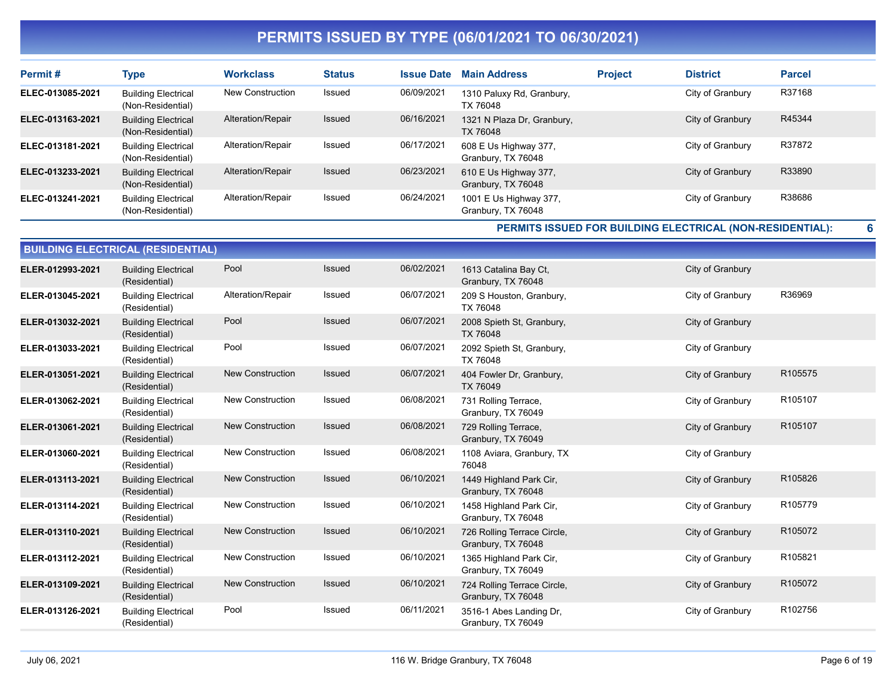# PERMITS ISSUED BY TYPE (06/01/2021 TO 06/30/2021)

| Permit # | Type | Workclass | Status | Issue Date | Main Address | Project | District | Parcel |
|---|---|---|---|---|---|---|---|---|
| ELEC-013085-2021 | Building Electrical (Non-Residential) | New Construction | Issued | 06/09/2021 | 1310 Paluxy Rd, Granbury, TX 76048 | | City of Granbury | R37168 |
| ELEC-013163-2021 | Building Electrical (Non-Residential) | Alteration/Repair | Issued | 06/16/2021 | 1321 N Plaza Dr, Granbury, TX 76048 | | City of Granbury | R45344 |
| ELEC-013181-2021 | Building Electrical (Non-Residential) | Alteration/Repair | Issued | 06/17/2021 | 608 E Us Highway 377, Granbury, TX 76048 | | City of Granbury | R37872 |
| ELEC-013233-2021 | Building Electrical (Non-Residential) | Alteration/Repair | Issued | 06/23/2021 | 610 E Us Highway 377, Granbury, TX 76048 | | City of Granbury | R33890 |
| ELEC-013241-2021 | Building Electrical (Non-Residential) | Alteration/Repair | Issued | 06/24/2021 | 1001 E Us Highway 377, Granbury, TX 76048 | | City of Granbury | R38686 |

**PERMITS ISSUED FOR BUILDING ELECTRICAL (NON-RESIDENTIAL): 6**

## BUILDING ELECTRICAL (RESIDENTIAL)

| Permit # | Type | Workclass | Status | Issue Date | Main Address | Project | District | Parcel |
|---|---|---|---|---|---|---|---|---|
| ELER-012993-2021 | Building Electrical (Residential) | Pool | Issued | 06/02/2021 | 1613 Catalina Bay Ct, Granbury, TX 76048 | | City of Granbury | |
| ELER-013045-2021 | Building Electrical (Residential) | Alteration/Repair | Issued | 06/07/2021 | 209 S Houston, Granbury, TX 76048 | | City of Granbury | R36969 |
| ELER-013032-2021 | Building Electrical (Residential) | Pool | Issued | 06/07/2021 | 2008 Spieth St, Granbury, TX 76048 | | City of Granbury | |
| ELER-013033-2021 | Building Electrical (Residential) | Pool | Issued | 06/07/2021 | 2092 Spieth St, Granbury, TX 76048 | | City of Granbury | |
| ELER-013051-2021 | Building Electrical (Residential) | New Construction | Issued | 06/07/2021 | 404 Fowler Dr, Granbury, TX 76049 | | City of Granbury | R105575 |
| ELER-013062-2021 | Building Electrical (Residential) | New Construction | Issued | 06/08/2021 | 731 Rolling Terrace, Granbury, TX 76049 | | City of Granbury | R105107 |
| ELER-013061-2021 | Building Electrical (Residential) | New Construction | Issued | 06/08/2021 | 729 Rolling Terrace, Granbury, TX 76049 | | City of Granbury | R105107 |
| ELER-013060-2021 | Building Electrical (Residential) | New Construction | Issued | 06/08/2021 | 1108 Aviara, Granbury, TX 76048 | | City of Granbury | |
| ELER-013113-2021 | Building Electrical (Residential) | New Construction | Issued | 06/10/2021 | 1449 Highland Park Cir, Granbury, TX 76048 | | City of Granbury | R105826 |
| ELER-013114-2021 | Building Electrical (Residential) | New Construction | Issued | 06/10/2021 | 1458 Highland Park Cir, Granbury, TX 76048 | | City of Granbury | R105779 |
| ELER-013110-2021 | Building Electrical (Residential) | New Construction | Issued | 06/10/2021 | 726 Rolling Terrace Circle, Granbury, TX 76048 | | City of Granbury | R105072 |
| ELER-013112-2021 | Building Electrical (Residential) | New Construction | Issued | 06/10/2021 | 1365 Highland Park Cir, Granbury, TX 76049 | | City of Granbury | R105821 |
| ELER-013109-2021 | Building Electrical (Residential) | New Construction | Issued | 06/10/2021 | 724 Rolling Terrace Circle, Granbury, TX 76048 | | City of Granbury | R105072 |
| ELER-013126-2021 | Building Electrical (Residential) | Pool | Issued | 06/11/2021 | 3516-1 Abes Landing Dr, Granbury, TX 76049 | | City of Granbury | R102756 |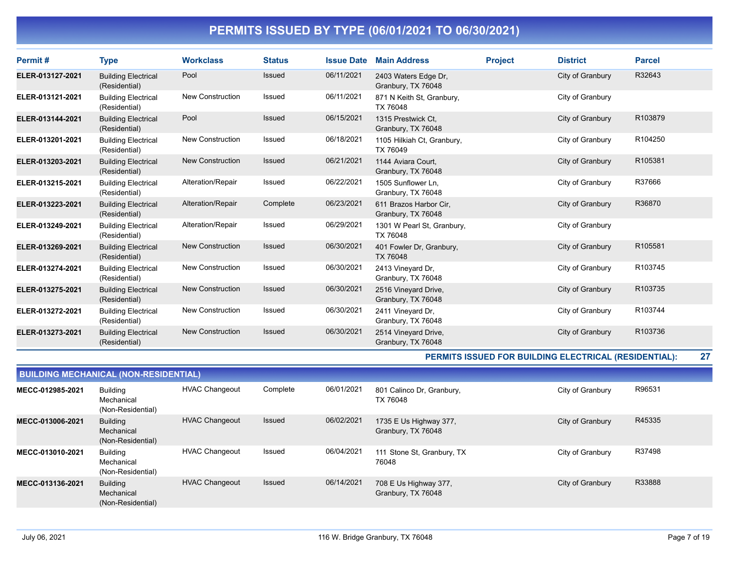# PERMITS ISSUED BY TYPE (06/01/2021 TO 06/30/2021)

| Permit # | Type | Workclass | Status | Issue Date | Main Address | Project | District | Parcel |
|---|---|---|---|---|---|---|---|---|
| ELER-013127-2021 | Building Electrical (Residential) | Pool | Issued | 06/11/2021 | 2403 Waters Edge Dr, Granbury, TX 76048 | | City of Granbury | R32643 |
| ELER-013121-2021 | Building Electrical (Residential) | New Construction | Issued | 06/11/2021 | 871 N Keith St, Granbury, TX 76048 | | City of Granbury | |
| ELER-013144-2021 | Building Electrical (Residential) | Pool | Issued | 06/15/2021 | 1315 Prestwick Ct, Granbury, TX 76048 | | City of Granbury | R103879 |
| ELER-013201-2021 | Building Electrical (Residential) | New Construction | Issued | 06/18/2021 | 1105 Hilkiah Ct, Granbury, TX 76049 | | City of Granbury | R104250 |
| ELER-013203-2021 | Building Electrical (Residential) | New Construction | Issued | 06/21/2021 | 1144 Aviara Court, Granbury, TX 76048 | | City of Granbury | R105381 |
| ELER-013215-2021 | Building Electrical (Residential) | Alteration/Repair | Issued | 06/22/2021 | 1505 Sunflower Ln, Granbury, TX 76048 | | City of Granbury | R37666 |
| ELER-013223-2021 | Building Electrical (Residential) | Alteration/Repair | Complete | 06/23/2021 | 611 Brazos Harbor Cir, Granbury, TX 76048 | | City of Granbury | R36870 |
| ELER-013249-2021 | Building Electrical (Residential) | Alteration/Repair | Issued | 06/29/2021 | 1301 W Pearl St, Granbury, TX 76048 | | City of Granbury | |
| ELER-013269-2021 | Building Electrical (Residential) | New Construction | Issued | 06/30/2021 | 401 Fowler Dr, Granbury, TX 76048 | | City of Granbury | R105581 |
| ELER-013274-2021 | Building Electrical (Residential) | New Construction | Issued | 06/30/2021 | 2413 Vineyard Dr, Granbury, TX 76048 | | City of Granbury | R103745 |
| ELER-013275-2021 | Building Electrical (Residential) | New Construction | Issued | 06/30/2021 | 2516 Vineyard Drive, Granbury, TX 76048 | | City of Granbury | R103735 |
| ELER-013272-2021 | Building Electrical (Residential) | New Construction | Issued | 06/30/2021 | 2411 Vineyard Dr, Granbury, TX 76048 | | City of Granbury | R103744 |
| ELER-013273-2021 | Building Electrical (Residential) | New Construction | Issued | 06/30/2021 | 2514 Vineyard Drive, Granbury, TX 76048 | | City of Granbury | R103736 |

**PERMITS ISSUED FOR BUILDING ELECTRICAL (RESIDENTIAL): 27**

## BUILDING MECHANICAL (NON-RESIDENTIAL)

| Permit # | Type | Workclass | Status | Issue Date | Main Address | Project | District | Parcel |
|---|---|---|---|---|---|---|---|---|
| MECC-012985-2021 | Building Mechanical (Non-Residential) | HVAC Changeout | Complete | 06/01/2021 | 801 Calinco Dr, Granbury, TX 76048 | | City of Granbury | R96531 |
| MECC-013006-2021 | Building Mechanical (Non-Residential) | HVAC Changeout | Issued | 06/02/2021 | 1735 E Us Highway 377, Granbury, TX 76048 | | City of Granbury | R45335 |
| MECC-013010-2021 | Building Mechanical (Non-Residential) | HVAC Changeout | Issued | 06/04/2021 | 111 Stone St, Granbury, TX 76048 | | City of Granbury | R37498 |
| MECC-013136-2021 | Building Mechanical (Non-Residential) | HVAC Changeout | Issued | 06/14/2021 | 708 E Us Highway 377, Granbury, TX 76048 | | City of Granbury | R33888 |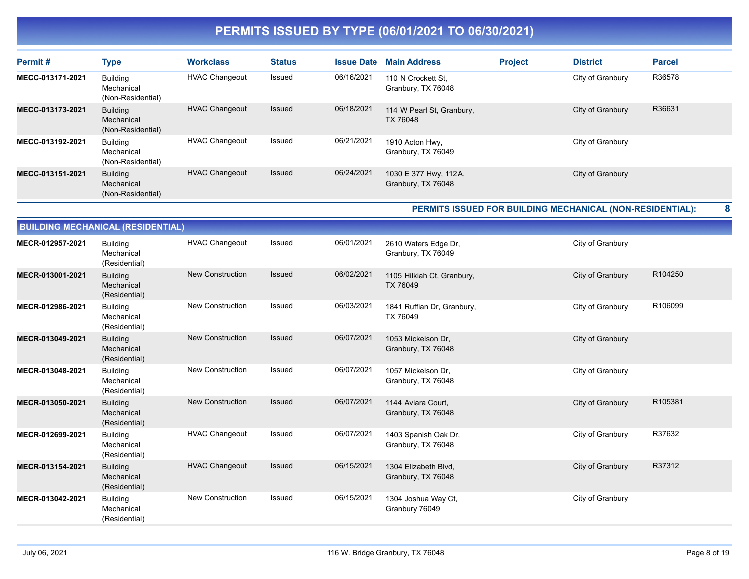# PERMITS ISSUED BY TYPE (06/01/2021 TO 06/30/2021)

| Permit # | Type | Workclass | Status | Issue Date | Main Address | Project | District | Parcel |
|---|---|---|---|---|---|---|---|---|
| MECC-013171-2021 | Building Mechanical (Non-Residential) | HVAC Changeout | Issued | 06/16/2021 | 110 N Crockett St, Granbury, TX 76048 | | City of Granbury | R36578 |
| MECC-013173-2021 | Building Mechanical (Non-Residential) | HVAC Changeout | Issued | 06/18/2021 | 114 W Pearl St, Granbury, TX 76048 | | City of Granbury | R36631 |
| MECC-013192-2021 | Building Mechanical (Non-Residential) | HVAC Changeout | Issued | 06/21/2021 | 1910 Acton Hwy, Granbury, TX 76049 | | City of Granbury | |
| MECC-013151-2021 | Building Mechanical (Non-Residential) | HVAC Changeout | Issued | 06/24/2021 | 1030 E 377 Hwy, 112A, Granbury, TX 76048 | | City of Granbury | |

**PERMITS ISSUED FOR BUILDING MECHANICAL (NON-RESIDENTIAL): 8**

## BUILDING MECHANICAL (RESIDENTIAL)

| Permit # | Type | Workclass | Status | Issue Date | Main Address | Project | District | Parcel |
|---|---|---|---|---|---|---|---|---|
| MECR-012957-2021 | Building Mechanical (Residential) | HVAC Changeout | Issued | 06/01/2021 | 2610 Waters Edge Dr, Granbury, TX 76049 | | City of Granbury | |
| MECR-013001-2021 | Building Mechanical (Residential) | New Construction | Issued | 06/02/2021 | 1105 Hilkiah Ct, Granbury, TX 76049 | | City of Granbury | R104250 |
| MECR-012986-2021 | Building Mechanical (Residential) | New Construction | Issued | 06/03/2021 | 1841 Ruffian Dr, Granbury, TX 76049 | | City of Granbury | R106099 |
| MECR-013049-2021 | Building Mechanical (Residential) | New Construction | Issued | 06/07/2021 | 1053 Mickelson Dr, Granbury, TX 76048 | | City of Granbury | |
| MECR-013048-2021 | Building Mechanical (Residential) | New Construction | Issued | 06/07/2021 | 1057 Mickelson Dr, Granbury, TX 76048 | | City of Granbury | |
| MECR-013050-2021 | Building Mechanical (Residential) | New Construction | Issued | 06/07/2021 | 1144 Aviara Court, Granbury, TX 76048 | | City of Granbury | R105381 |
| MECR-012699-2021 | Building Mechanical (Residential) | HVAC Changeout | Issued | 06/07/2021 | 1403 Spanish Oak Dr, Granbury, TX 76048 | | City of Granbury | R37632 |
| MECR-013154-2021 | Building Mechanical (Residential) | HVAC Changeout | Issued | 06/15/2021 | 1304 Elizabeth Blvd, Granbury, TX 76048 | | City of Granbury | R37312 |
| MECR-013042-2021 | Building Mechanical (Residential) | New Construction | Issued | 06/15/2021 | 1304 Joshua Way Ct, Granbury 76049 | | City of Granbury | |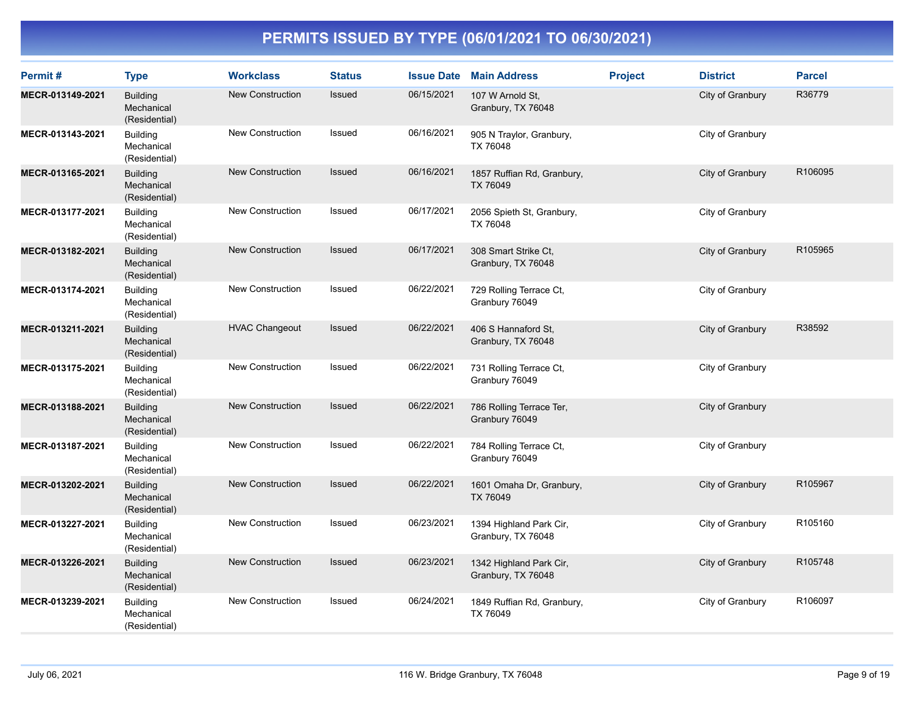# PERMITS ISSUED BY TYPE (06/01/2021 TO 06/30/2021)

| Permit # | Type | Workclass | Status | Issue Date | Main Address | Project | District | Parcel |
|---|---|---|---|---|---|---|---|---|
| **MECR-013149-2021** | Building Mechanical (Residential) | New Construction | Issued | 06/15/2021 | 107 W Arnold St, Granbury, TX 76048 | | City of Granbury | R36779 |
| **MECR-013143-2021** | Building Mechanical (Residential) | New Construction | Issued | 06/16/2021 | 905 N Traylor, Granbury, TX 76048 | | City of Granbury | |
| **MECR-013165-2021** | Building Mechanical (Residential) | New Construction | Issued | 06/16/2021 | 1857 Ruffian Rd, Granbury, TX 76049 | | City of Granbury | R106095 |
| **MECR-013177-2021** | Building Mechanical (Residential) | New Construction | Issued | 06/17/2021 | 2056 Spieth St, Granbury, TX 76048 | | City of Granbury | |
| **MECR-013182-2021** | Building Mechanical (Residential) | New Construction | Issued | 06/17/2021 | 308 Smart Strike Ct, Granbury, TX 76048 | | City of Granbury | R105965 |
| **MECR-013174-2021** | Building Mechanical (Residential) | New Construction | Issued | 06/22/2021 | 729 Rolling Terrace Ct, Granbury 76049 | | City of Granbury | |
| **MECR-013211-2021** | Building Mechanical (Residential) | HVAC Changeout | Issued | 06/22/2021 | 406 S Hannaford St, Granbury, TX 76048 | | City of Granbury | R38592 |
| **MECR-013175-2021** | Building Mechanical (Residential) | New Construction | Issued | 06/22/2021 | 731 Rolling Terrace Ct, Granbury 76049 | | City of Granbury | |
| **MECR-013188-2021** | Building Mechanical (Residential) | New Construction | Issued | 06/22/2021 | 786 Rolling Terrace Ter, Granbury 76049 | | City of Granbury | |
| **MECR-013187-2021** | Building Mechanical (Residential) | New Construction | Issued | 06/22/2021 | 784 Rolling Terrace Ct, Granbury 76049 | | City of Granbury | |
| **MECR-013202-2021** | Building Mechanical (Residential) | New Construction | Issued | 06/22/2021 | 1601 Omaha Dr, Granbury, TX 76049 | | City of Granbury | R105967 |
| **MECR-013227-2021** | Building Mechanical (Residential) | New Construction | Issued | 06/23/2021 | 1394 Highland Park Cir, Granbury, TX 76048 | | City of Granbury | R105160 |
| **MECR-013226-2021** | Building Mechanical (Residential) | New Construction | Issued | 06/23/2021 | 1342 Highland Park Cir, Granbury, TX 76048 | | City of Granbury | R105748 |
| **MECR-013239-2021** | Building Mechanical (Residential) | New Construction | Issued | 06/24/2021 | 1849 Ruffian Rd, Granbury, TX 76049 | | City of Granbury | R106097 |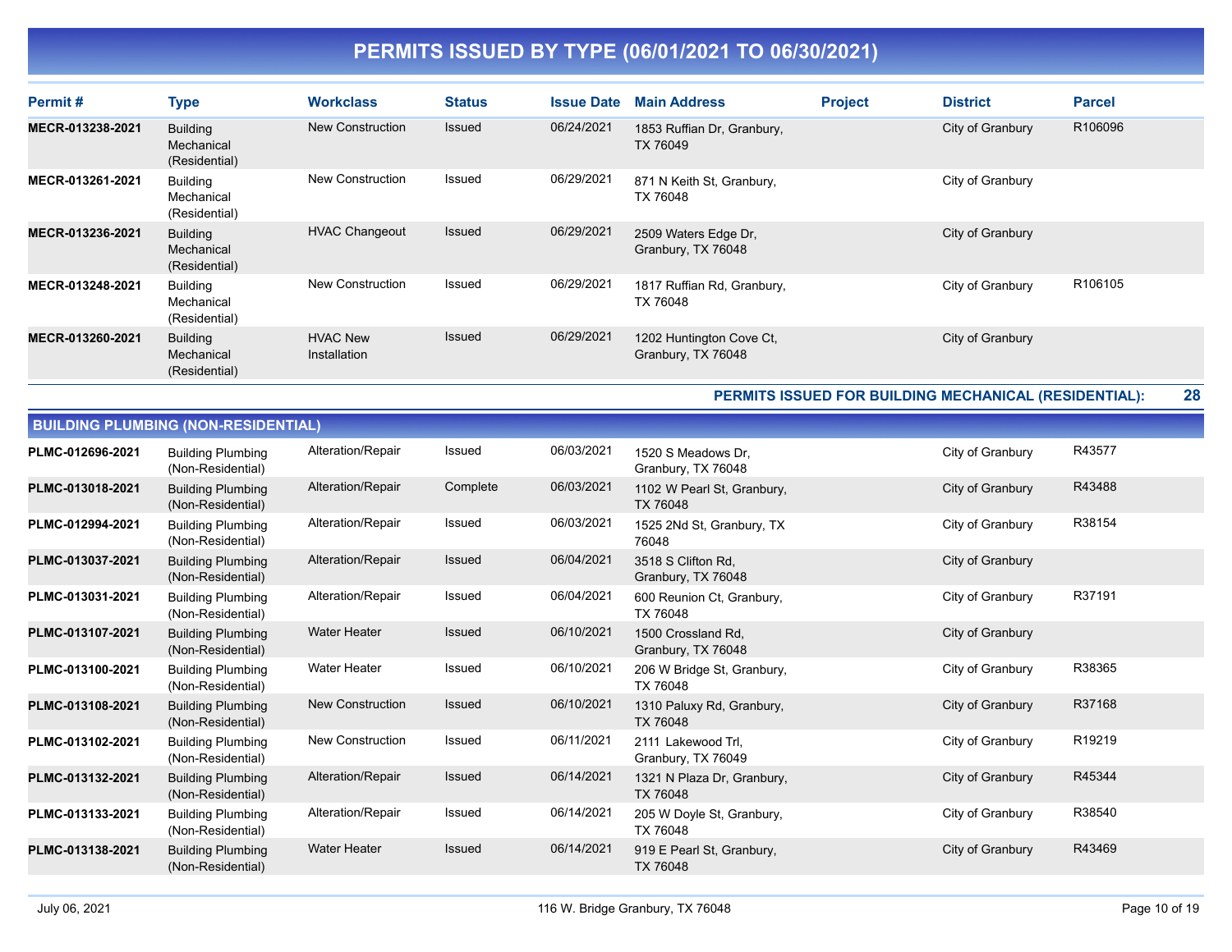# PERMITS ISSUED BY TYPE (06/01/2021 TO 06/30/2021)

| Permit # | Type | Workclass | Status | Issue Date | Main Address | Project | District | Parcel |
|---|---|---|---|---|---|---|---|---|
| MECR-013238-2021 | Building Mechanical (Residential) | New Construction | Issued | 06/24/2021 | 1853 Ruffian Dr, Granbury, TX 76049 | | City of Granbury | R106096 |
| MECR-013261-2021 | Building Mechanical (Residential) | New Construction | Issued | 06/29/2021 | 871 N Keith St, Granbury, TX 76048 | | City of Granbury | |
| MECR-013236-2021 | Building Mechanical (Residential) | HVAC Changeout | Issued | 06/29/2021 | 2509 Waters Edge Dr, Granbury, TX 76048 | | City of Granbury | |
| MECR-013248-2021 | Building Mechanical (Residential) | New Construction | Issued | 06/29/2021 | 1817 Ruffian Rd, Granbury, TX 76048 | | City of Granbury | R106105 |
| MECR-013260-2021 | Building Mechanical (Residential) | HVAC New Installation | Issued | 06/29/2021 | 1202 Huntington Cove Ct, Granbury, TX 76048 | | City of Granbury | |

**PERMITS ISSUED FOR BUILDING MECHANICAL (RESIDENTIAL): 28**

## BUILDING PLUMBING (NON-RESIDENTIAL)

| Permit # | Type | Workclass | Status | Issue Date | Main Address | Project | District | Parcel |
|---|---|---|---|---|---|---|---|---|
| PLMC-012696-2021 | Building Plumbing (Non-Residential) | Alteration/Repair | Issued | 06/03/2021 | 1520 S Meadows Dr, Granbury, TX 76048 | | City of Granbury | R43577 |
| PLMC-013018-2021 | Building Plumbing (Non-Residential) | Alteration/Repair | Complete | 06/03/2021 | 1102 W Pearl St, Granbury, TX 76048 | | City of Granbury | R43488 |
| PLMC-012994-2021 | Building Plumbing (Non-Residential) | Alteration/Repair | Issued | 06/03/2021 | 1525 2Nd St, Granbury, TX 76048 | | City of Granbury | R38154 |
| PLMC-013037-2021 | Building Plumbing (Non-Residential) | Alteration/Repair | Issued | 06/04/2021 | 3518 S Clifton Rd, Granbury, TX 76048 | | City of Granbury | |
| PLMC-013031-2021 | Building Plumbing (Non-Residential) | Alteration/Repair | Issued | 06/04/2021 | 600 Reunion Ct, Granbury, TX 76048 | | City of Granbury | R37191 |
| PLMC-013107-2021 | Building Plumbing (Non-Residential) | Water Heater | Issued | 06/10/2021 | 1500 Crossland Rd, Granbury, TX 76048 | | City of Granbury | |
| PLMC-013100-2021 | Building Plumbing (Non-Residential) | Water Heater | Issued | 06/10/2021 | 206 W Bridge St, Granbury, TX 76048 | | City of Granbury | R38365 |
| PLMC-013108-2021 | Building Plumbing (Non-Residential) | New Construction | Issued | 06/10/2021 | 1310 Paluxy Rd, Granbury, TX 76048 | | City of Granbury | R37168 |
| PLMC-013102-2021 | Building Plumbing (Non-Residential) | New Construction | Issued | 06/11/2021 | 2111 Lakewood Trl, Granbury, TX 76049 | | City of Granbury | R19219 |
| PLMC-013132-2021 | Building Plumbing (Non-Residential) | Alteration/Repair | Issued | 06/14/2021 | 1321 N Plaza Dr, Granbury, TX 76048 | | City of Granbury | R45344 |
| PLMC-013133-2021 | Building Plumbing (Non-Residential) | Alteration/Repair | Issued | 06/14/2021 | 205 W Doyle St, Granbury, TX 76048 | | City of Granbury | R38540 |
| PLMC-013138-2021 | Building Plumbing (Non-Residential) | Water Heater | Issued | 06/14/2021 | 919 E Pearl St, Granbury, TX 76048 | | City of Granbury | R43469 |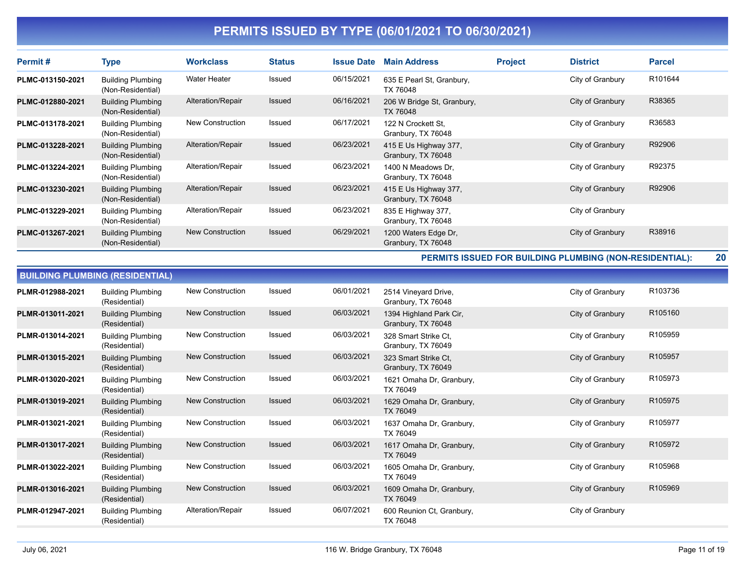# PERMITS ISSUED BY TYPE (06/01/2021 TO 06/30/2021)

| Permit # | Type | Workclass | Status | Issue Date | Main Address | Project | District | Parcel |
|---|---|---|---|---|---|---|---|---|
| PLMC-013150-2021 | Building Plumbing (Non-Residential) | Water Heater | Issued | 06/15/2021 | 635 E Pearl St, Granbury, TX 76048 | | City of Granbury | R101644 |
| PLMC-012880-2021 | Building Plumbing (Non-Residential) | Alteration/Repair | Issued | 06/16/2021 | 206 W Bridge St, Granbury, TX 76048 | | City of Granbury | R38365 |
| PLMC-013178-2021 | Building Plumbing (Non-Residential) | New Construction | Issued | 06/17/2021 | 122 N Crockett St, Granbury, TX 76048 | | City of Granbury | R36583 |
| PLMC-013228-2021 | Building Plumbing (Non-Residential) | Alteration/Repair | Issued | 06/23/2021 | 415 E Us Highway 377, Granbury, TX 76048 | | City of Granbury | R92906 |
| PLMC-013224-2021 | Building Plumbing (Non-Residential) | Alteration/Repair | Issued | 06/23/2021 | 1400 N Meadows Dr, Granbury, TX 76048 | | City of Granbury | R92375 |
| PLMC-013230-2021 | Building Plumbing (Non-Residential) | Alteration/Repair | Issued | 06/23/2021 | 415 E Us Highway 377, Granbury, TX 76048 | | City of Granbury | R92906 |
| PLMC-013229-2021 | Building Plumbing (Non-Residential) | Alteration/Repair | Issued | 06/23/2021 | 835 E Highway 377, Granbury, TX 76048 | | City of Granbury | |
| PLMC-013267-2021 | Building Plumbing (Non-Residential) | New Construction | Issued | 06/29/2021 | 1200 Waters Edge Dr, Granbury, TX 76048 | | City of Granbury | R38916 |

**PERMITS ISSUED FOR BUILDING PLUMBING (NON-RESIDENTIAL): 20**

## BUILDING PLUMBING (RESIDENTIAL)

| Permit # | Type | Workclass | Status | Issue Date | Main Address | Project | District | Parcel |
|---|---|---|---|---|---|---|---|---|
| PLMR-012988-2021 | Building Plumbing (Residential) | New Construction | Issued | 06/01/2021 | 2514 Vineyard Drive, Granbury, TX 76048 | | City of Granbury | R103736 |
| PLMR-013011-2021 | Building Plumbing (Residential) | New Construction | Issued | 06/03/2021 | 1394 Highland Park Cir, Granbury, TX 76048 | | City of Granbury | R105160 |
| PLMR-013014-2021 | Building Plumbing (Residential) | New Construction | Issued | 06/03/2021 | 328 Smart Strike Ct, Granbury, TX 76049 | | City of Granbury | R105959 |
| PLMR-013015-2021 | Building Plumbing (Residential) | New Construction | Issued | 06/03/2021 | 323 Smart Strike Ct, Granbury, TX 76049 | | City of Granbury | R105957 |
| PLMR-013020-2021 | Building Plumbing (Residential) | New Construction | Issued | 06/03/2021 | 1621 Omaha Dr, Granbury, TX 76049 | | City of Granbury | R105973 |
| PLMR-013019-2021 | Building Plumbing (Residential) | New Construction | Issued | 06/03/2021 | 1629 Omaha Dr, Granbury, TX 76049 | | City of Granbury | R105975 |
| PLMR-013021-2021 | Building Plumbing (Residential) | New Construction | Issued | 06/03/2021 | 1637 Omaha Dr, Granbury, TX 76049 | | City of Granbury | R105977 |
| PLMR-013017-2021 | Building Plumbing (Residential) | New Construction | Issued | 06/03/2021 | 1617 Omaha Dr, Granbury, TX 76049 | | City of Granbury | R105972 |
| PLMR-013022-2021 | Building Plumbing (Residential) | New Construction | Issued | 06/03/2021 | 1605 Omaha Dr, Granbury, TX 76049 | | City of Granbury | R105968 |
| PLMR-013016-2021 | Building Plumbing (Residential) | New Construction | Issued | 06/03/2021 | 1609 Omaha Dr, Granbury, TX 76049 | | City of Granbury | R105969 |
| PLMR-012947-2021 | Building Plumbing (Residential) | Alteration/Repair | Issued | 06/07/2021 | 600 Reunion Ct, Granbury, TX 76048 | | City of Granbury | |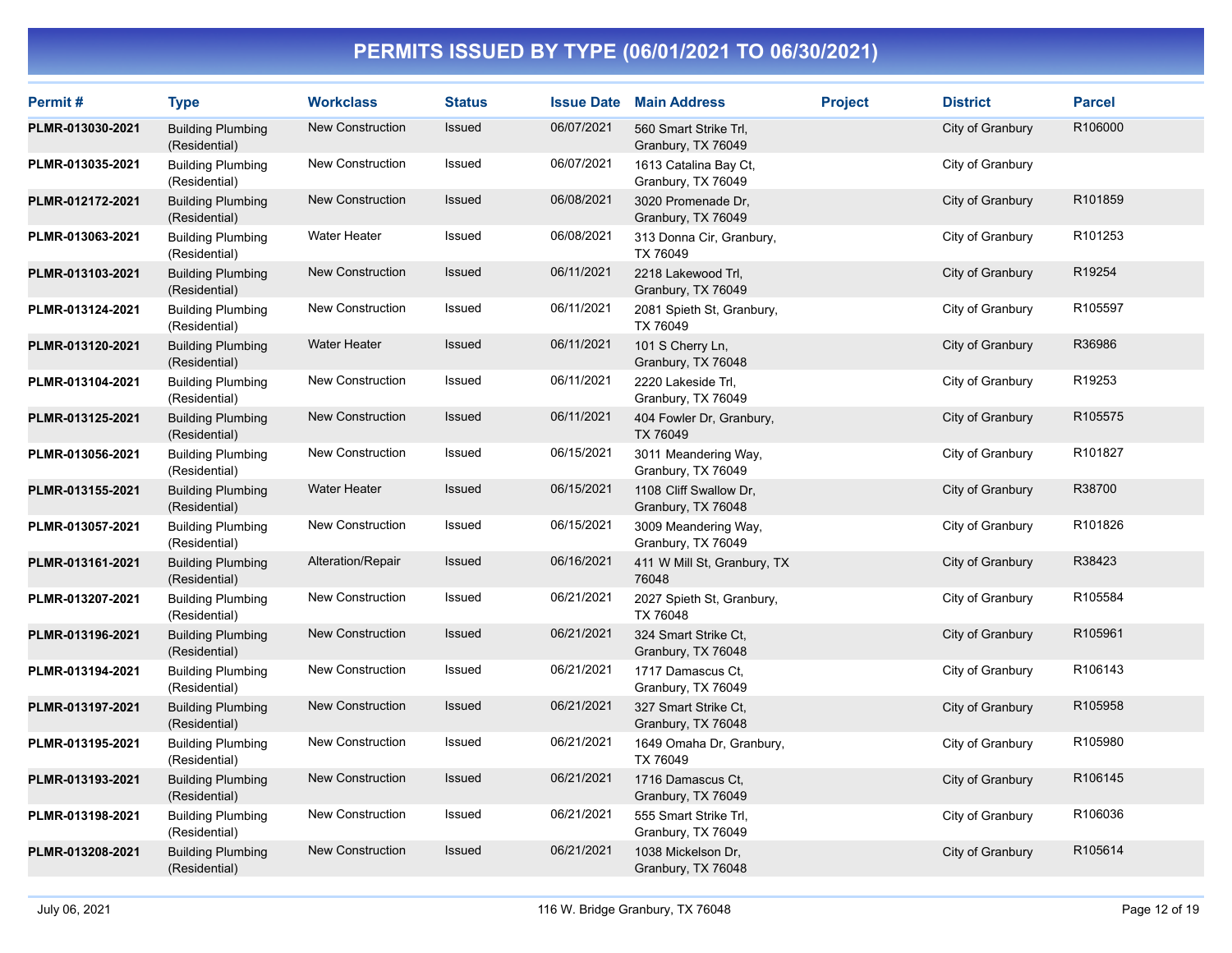# PERMITS ISSUED BY TYPE (06/01/2021 TO 06/30/2021)

| Permit # | Type | Workclass | Status | Issue Date | Main Address | Project | District | Parcel |
|---|---|---|---|---|---|---|---|---|
| PLMR-013030-2021 | Building Plumbing (Residential) | New Construction | Issued | 06/07/2021 | 560 Smart Strike Trl, Granbury, TX 76049 | | City of Granbury | R106000 |
| PLMR-013035-2021 | Building Plumbing (Residential) | New Construction | Issued | 06/07/2021 | 1613 Catalina Bay Ct, Granbury, TX 76049 | | City of Granbury | |
| PLMR-012172-2021 | Building Plumbing (Residential) | New Construction | Issued | 06/08/2021 | 3020 Promenade Dr, Granbury, TX 76049 | | City of Granbury | R101859 |
| PLMR-013063-2021 | Building Plumbing (Residential) | Water Heater | Issued | 06/08/2021 | 313 Donna Cir, Granbury, TX 76049 | | City of Granbury | R101253 |
| PLMR-013103-2021 | Building Plumbing (Residential) | New Construction | Issued | 06/11/2021 | 2218 Lakewood Trl, Granbury, TX 76049 | | City of Granbury | R19254 |
| PLMR-013124-2021 | Building Plumbing (Residential) | New Construction | Issued | 06/11/2021 | 2081 Spieth St, Granbury, TX 76049 | | City of Granbury | R105597 |
| PLMR-013120-2021 | Building Plumbing (Residential) | Water Heater | Issued | 06/11/2021 | 101 S Cherry Ln, Granbury, TX 76048 | | City of Granbury | R36986 |
| PLMR-013104-2021 | Building Plumbing (Residential) | New Construction | Issued | 06/11/2021 | 2220 Lakeside Trl, Granbury, TX 76049 | | City of Granbury | R19253 |
| PLMR-013125-2021 | Building Plumbing (Residential) | New Construction | Issued | 06/11/2021 | 404 Fowler Dr, Granbury, TX 76049 | | City of Granbury | R105575 |
| PLMR-013056-2021 | Building Plumbing (Residential) | New Construction | Issued | 06/15/2021 | 3011 Meandering Way, Granbury, TX 76049 | | City of Granbury | R101827 |
| PLMR-013155-2021 | Building Plumbing (Residential) | Water Heater | Issued | 06/15/2021 | 1108 Cliff Swallow Dr, Granbury, TX 76048 | | City of Granbury | R38700 |
| PLMR-013057-2021 | Building Plumbing (Residential) | New Construction | Issued | 06/15/2021 | 3009 Meandering Way, Granbury, TX 76049 | | City of Granbury | R101826 |
| PLMR-013161-2021 | Building Plumbing (Residential) | Alteration/Repair | Issued | 06/16/2021 | 411 W Mill St, Granbury, TX 76048 | | City of Granbury | R38423 |
| PLMR-013207-2021 | Building Plumbing (Residential) | New Construction | Issued | 06/21/2021 | 2027 Spieth St, Granbury, TX 76048 | | City of Granbury | R105584 |
| PLMR-013196-2021 | Building Plumbing (Residential) | New Construction | Issued | 06/21/2021 | 324 Smart Strike Ct, Granbury, TX 76048 | | City of Granbury | R105961 |
| PLMR-013194-2021 | Building Plumbing (Residential) | New Construction | Issued | 06/21/2021 | 1717 Damascus Ct, Granbury, TX 76049 | | City of Granbury | R106143 |
| PLMR-013197-2021 | Building Plumbing (Residential) | New Construction | Issued | 06/21/2021 | 327 Smart Strike Ct, Granbury, TX 76048 | | City of Granbury | R105958 |
| PLMR-013195-2021 | Building Plumbing (Residential) | New Construction | Issued | 06/21/2021 | 1649 Omaha Dr, Granbury, TX 76049 | | City of Granbury | R105980 |
| PLMR-013193-2021 | Building Plumbing (Residential) | New Construction | Issued | 06/21/2021 | 1716 Damascus Ct, Granbury, TX 76049 | | City of Granbury | R106145 |
| PLMR-013198-2021 | Building Plumbing (Residential) | New Construction | Issued | 06/21/2021 | 555 Smart Strike Trl, Granbury, TX 76049 | | City of Granbury | R106036 |
| PLMR-013208-2021 | Building Plumbing (Residential) | New Construction | Issued | 06/21/2021 | 1038 Mickelson Dr, Granbury, TX 76048 | | City of Granbury | R105614 |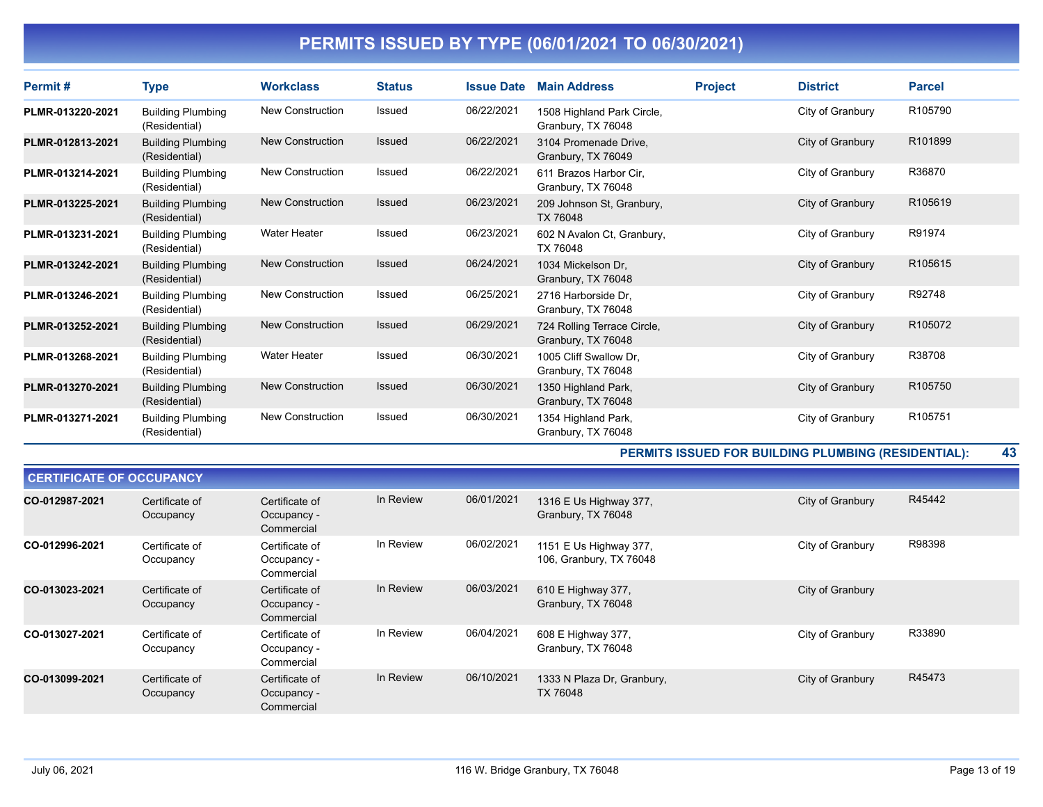# PERMITS ISSUED BY TYPE (06/01/2021 TO 06/30/2021)

| Permit # | Type | Workclass | Status | Issue Date | Main Address | Project | District | Parcel |
|---|---|---|---|---|---|---|---|---|
| PLMR-013220-2021 | Building Plumbing (Residential) | New Construction | Issued | 06/22/2021 | 1508 Highland Park Circle, Granbury, TX 76048 | | City of Granbury | R105790 |
| PLMR-012813-2021 | Building Plumbing (Residential) | New Construction | Issued | 06/22/2021 | 3104 Promenade Drive, Granbury, TX 76049 | | City of Granbury | R101899 |
| PLMR-013214-2021 | Building Plumbing (Residential) | New Construction | Issued | 06/22/2021 | 611 Brazos Harbor Cir, Granbury, TX 76048 | | City of Granbury | R36870 |
| PLMR-013225-2021 | Building Plumbing (Residential) | New Construction | Issued | 06/23/2021 | 209 Johnson St, Granbury, TX 76048 | | City of Granbury | R105619 |
| PLMR-013231-2021 | Building Plumbing (Residential) | Water Heater | Issued | 06/23/2021 | 602 N Avalon Ct, Granbury, TX 76048 | | City of Granbury | R91974 |
| PLMR-013242-2021 | Building Plumbing (Residential) | New Construction | Issued | 06/24/2021 | 1034 Mickelson Dr, Granbury, TX 76048 | | City of Granbury | R105615 |
| PLMR-013246-2021 | Building Plumbing (Residential) | New Construction | Issued | 06/25/2021 | 2716 Harborside Dr, Granbury, TX 76048 | | City of Granbury | R92748 |
| PLMR-013252-2021 | Building Plumbing (Residential) | New Construction | Issued | 06/29/2021 | 724 Rolling Terrace Circle, Granbury, TX 76048 | | City of Granbury | R105072 |
| PLMR-013268-2021 | Building Plumbing (Residential) | Water Heater | Issued | 06/30/2021 | 1005 Cliff Swallow Dr, Granbury, TX 76048 | | City of Granbury | R38708 |
| PLMR-013270-2021 | Building Plumbing (Residential) | New Construction | Issued | 06/30/2021 | 1350 Highland Park, Granbury, TX 76048 | | City of Granbury | R105750 |
| PLMR-013271-2021 | Building Plumbing (Residential) | New Construction | Issued | 06/30/2021 | 1354 Highland Park, Granbury, TX 76048 | | City of Granbury | R105751 |

**PERMITS ISSUED FOR BUILDING PLUMBING (RESIDENTIAL): 43**

## CERTIFICATE OF OCCUPANCY

| Permit # | Type | Workclass | Status | Issue Date | Main Address | Project | District | Parcel |
|---|---|---|---|---|---|---|---|---|
| CO-012987-2021 | Certificate of Occupancy | Certificate of Occupancy - Commercial | In Review | 06/01/2021 | 1316 E Us Highway 377, Granbury, TX 76048 | | City of Granbury | R45442 |
| CO-012996-2021 | Certificate of Occupancy | Certificate of Occupancy - Commercial | In Review | 06/02/2021 | 1151 E Us Highway 377, 106, Granbury, TX 76048 | | City of Granbury | R98398 |
| CO-013023-2021 | Certificate of Occupancy | Certificate of Occupancy - Commercial | In Review | 06/03/2021 | 610 E Highway 377, Granbury, TX 76048 | | City of Granbury | |
| CO-013027-2021 | Certificate of Occupancy | Certificate of Occupancy - Commercial | In Review | 06/04/2021 | 608 E Highway 377, Granbury, TX 76048 | | City of Granbury | R33890 |
| CO-013099-2021 | Certificate of Occupancy | Certificate of Occupancy - Commercial | In Review | 06/10/2021 | 1333 N Plaza Dr, Granbury, TX 76048 | | City of Granbury | R45473 |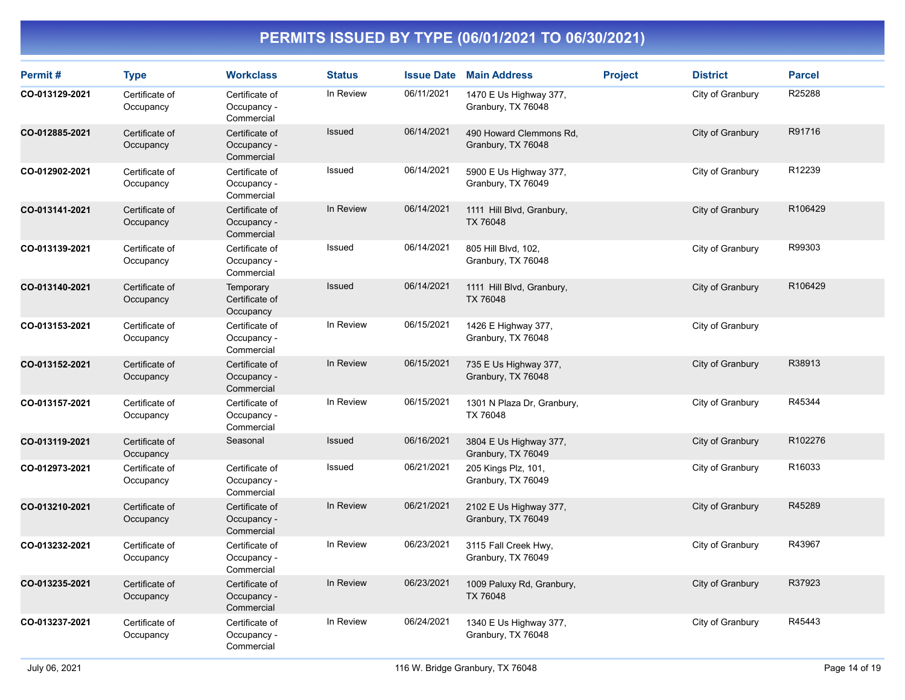# PERMITS ISSUED BY TYPE (06/01/2021 TO 06/30/2021)

| Permit # | Type | Workclass | Status | Issue Date | Main Address | Project | District | Parcel |
|---|---|---|---|---|---|---|---|---|
| **CO-013129-2021** | Certificate of Occupancy | Certificate of Occupancy - Commercial | In Review | 06/11/2021 | 1470 E Us Highway 377, Granbury, TX 76048 | | City of Granbury | R25288 |
| **CO-012885-2021** | Certificate of Occupancy | Certificate of Occupancy - Commercial | Issued | 06/14/2021 | 490 Howard Clemmons Rd, Granbury, TX 76048 | | City of Granbury | R91716 |
| **CO-012902-2021** | Certificate of Occupancy | Certificate of Occupancy - Commercial | Issued | 06/14/2021 | 5900 E Us Highway 377, Granbury, TX 76049 | | City of Granbury | R12239 |
| **CO-013141-2021** | Certificate of Occupancy | Certificate of Occupancy - Commercial | In Review | 06/14/2021 | 1111 Hill Blvd, Granbury, TX 76048 | | City of Granbury | R106429 |
| **CO-013139-2021** | Certificate of Occupancy | Certificate of Occupancy - Commercial | Issued | 06/14/2021 | 805 Hill Blvd, 102, Granbury, TX 76048 | | City of Granbury | R99303 |
| **CO-013140-2021** | Certificate of Occupancy | Temporary Certificate of Occupancy | Issued | 06/14/2021 | 1111 Hill Blvd, Granbury, TX 76048 | | City of Granbury | R106429 |
| **CO-013153-2021** | Certificate of Occupancy | Certificate of Occupancy - Commercial | In Review | 06/15/2021 | 1426 E Highway 377, Granbury, TX 76048 | | City of Granbury | |
| **CO-013152-2021** | Certificate of Occupancy | Certificate of Occupancy - Commercial | In Review | 06/15/2021 | 735 E Us Highway 377, Granbury, TX 76048 | | City of Granbury | R38913 |
| **CO-013157-2021** | Certificate of Occupancy | Certificate of Occupancy - Commercial | In Review | 06/15/2021 | 1301 N Plaza Dr, Granbury, TX 76048 | | City of Granbury | R45344 |
| **CO-013119-2021** | Certificate of Occupancy | Seasonal | Issued | 06/16/2021 | 3804 E Us Highway 377, Granbury, TX 76049 | | City of Granbury | R102276 |
| **CO-012973-2021** | Certificate of Occupancy | Certificate of Occupancy - Commercial | Issued | 06/21/2021 | 205 Kings Plz, 101, Granbury, TX 76049 | | City of Granbury | R16033 |
| **CO-013210-2021** | Certificate of Occupancy | Certificate of Occupancy - Commercial | In Review | 06/21/2021 | 2102 E Us Highway 377, Granbury, TX 76049 | | City of Granbury | R45289 |
| **CO-013232-2021** | Certificate of Occupancy | Certificate of Occupancy - Commercial | In Review | 06/23/2021 | 3115 Fall Creek Hwy, Granbury, TX 76049 | | City of Granbury | R43967 |
| **CO-013235-2021** | Certificate of Occupancy | Certificate of Occupancy - Commercial | In Review | 06/23/2021 | 1009 Paluxy Rd, Granbury, TX 76048 | | City of Granbury | R37923 |
| **CO-013237-2021** | Certificate of Occupancy | Certificate of Occupancy - Commercial | In Review | 06/24/2021 | 1340 E Us Highway 377, Granbury, TX 76048 | | City of Granbury | R45443 |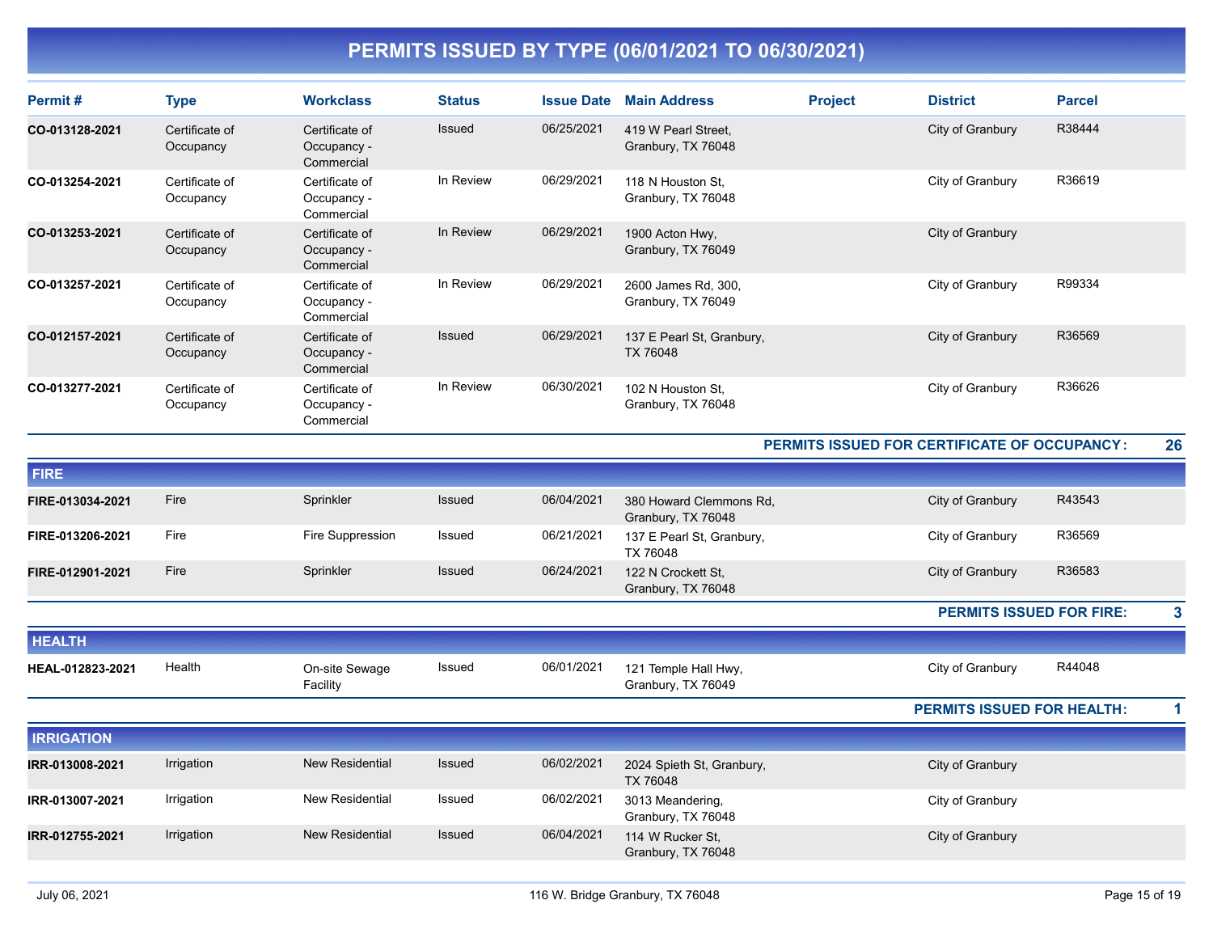# PERMITS ISSUED BY TYPE (06/01/2021 TO 06/30/2021)

| Permit # | Type | Workclass | Status | Issue Date | Main Address | Project | District | Parcel |
|---|---|---|---|---|---|---|---|---|
| **CO-013128-2021** | Certificate of Occupancy | Certificate of Occupancy - Commercial | Issued | 06/25/2021 | 419 W Pearl Street, Granbury, TX 76048 | | City of Granbury | R38444 |
| **CO-013254-2021** | Certificate of Occupancy | Certificate of Occupancy - Commercial | In Review | 06/29/2021 | 118 N Houston St, Granbury, TX 76048 | | City of Granbury | R36619 |
| **CO-013253-2021** | Certificate of Occupancy | Certificate of Occupancy - Commercial | In Review | 06/29/2021 | 1900 Acton Hwy, Granbury, TX 76049 | | City of Granbury | |
| **CO-013257-2021** | Certificate of Occupancy | Certificate of Occupancy - Commercial | In Review | 06/29/2021 | 2600 James Rd, 300, Granbury, TX 76049 | | City of Granbury | R99334 |
| **CO-012157-2021** | Certificate of Occupancy | Certificate of Occupancy - Commercial | Issued | 06/29/2021 | 137 E Pearl St, Granbury, TX 76048 | | City of Granbury | R36569 |
| **CO-013277-2021** | Certificate of Occupancy | Certificate of Occupancy - Commercial | In Review | 06/30/2021 | 102 N Houston St, Granbury, TX 76048 | | City of Granbury | R36626 |

**PERMITS ISSUED FOR CERTIFICATE OF OCCUPANCY: 26**

## FIRE

| Permit # | Type | Workclass | Status | Issue Date | Main Address | Project | District | Parcel |
|---|---|---|---|---|---|---|---|---|
| **FIRE-013034-2021** | Fire | Sprinkler | Issued | 06/04/2021 | 380 Howard Clemmons Rd, Granbury, TX 76048 | | City of Granbury | R43543 |
| **FIRE-013206-2021** | Fire | Fire Suppression | Issued | 06/21/2021 | 137 E Pearl St, Granbury, TX 76048 | | City of Granbury | R36569 |
| **FIRE-012901-2021** | Fire | Sprinkler | Issued | 06/24/2021 | 122 N Crockett St, Granbury, TX 76048 | | City of Granbury | R36583 |

**PERMITS ISSUED FOR FIRE: 3**

## HEALTH

| Permit # | Type | Workclass | Status | Issue Date | Main Address | Project | District | Parcel |
|---|---|---|---|---|---|---|---|---|
| **HEAL-012823-2021** | Health | On-site Sewage Facility | Issued | 06/01/2021 | 121 Temple Hall Hwy, Granbury, TX 76049 | | City of Granbury | R44048 |

**PERMITS ISSUED FOR HEALTH: 1**

## IRRIGATION

| Permit # | Type | Workclass | Status | Issue Date | Main Address | Project | District | Parcel |
|---|---|---|---|---|---|---|---|---|
| **IRR-013008-2021** | Irrigation | New Residential | Issued | 06/02/2021 | 2024 Spieth St, Granbury, TX 76048 | | City of Granbury | |
| **IRR-013007-2021** | Irrigation | New Residential | Issued | 06/02/2021 | 3013 Meandering, Granbury, TX 76048 | | City of Granbury | |
| **IRR-012755-2021** | Irrigation | New Residential | Issued | 06/04/2021 | 114 W Rucker St, Granbury, TX 76048 | | City of Granbury | |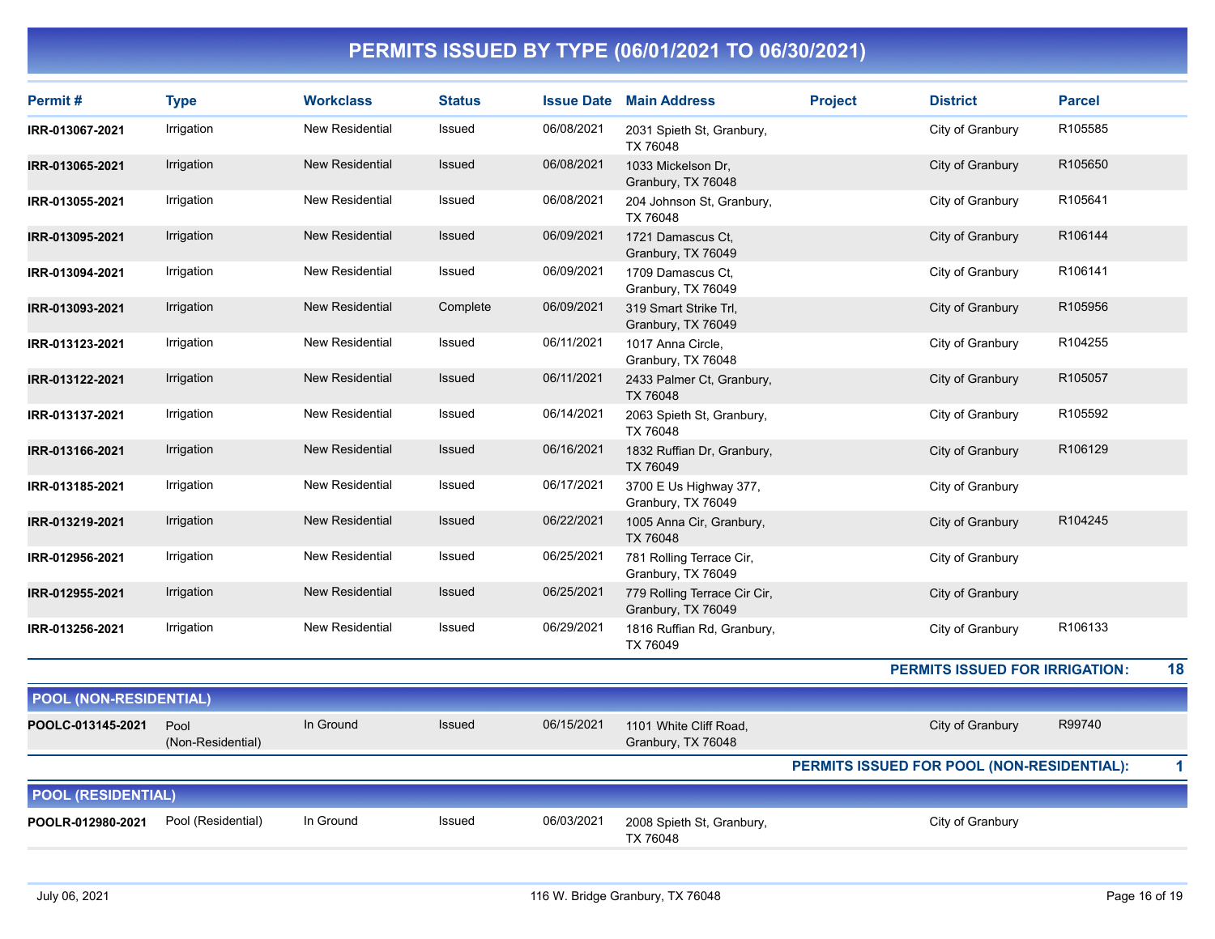# PERMITS ISSUED BY TYPE (06/01/2021 TO 06/30/2021)

| Permit # | Type | Workclass | Status | Issue Date | Main Address | Project | District | Parcel |
|---|---|---|---|---|---|---|---|---|
| IRR-013067-2021 | Irrigation | New Residential | Issued | 06/08/2021 | 2031 Spieth St, Granbury, TX 76048 | | City of Granbury | R105585 |
| IRR-013065-2021 | Irrigation | New Residential | Issued | 06/08/2021 | 1033 Mickelson Dr, Granbury, TX 76048 | | City of Granbury | R105650 |
| IRR-013055-2021 | Irrigation | New Residential | Issued | 06/08/2021 | 204 Johnson St, Granbury, TX 76048 | | City of Granbury | R105641 |
| IRR-013095-2021 | Irrigation | New Residential | Issued | 06/09/2021 | 1721 Damascus Ct, Granbury, TX 76049 | | City of Granbury | R106144 |
| IRR-013094-2021 | Irrigation | New Residential | Issued | 06/09/2021 | 1709 Damascus Ct, Granbury, TX 76049 | | City of Granbury | R106141 |
| IRR-013093-2021 | Irrigation | New Residential | Complete | 06/09/2021 | 319 Smart Strike Trl, Granbury, TX 76049 | | City of Granbury | R105956 |
| IRR-013123-2021 | Irrigation | New Residential | Issued | 06/11/2021 | 1017 Anna Circle, Granbury, TX 76048 | | City of Granbury | R104255 |
| IRR-013122-2021 | Irrigation | New Residential | Issued | 06/11/2021 | 2433 Palmer Ct, Granbury, TX 76048 | | City of Granbury | R105057 |
| IRR-013137-2021 | Irrigation | New Residential | Issued | 06/14/2021 | 2063 Spieth St, Granbury, TX 76048 | | City of Granbury | R105592 |
| IRR-013166-2021 | Irrigation | New Residential | Issued | 06/16/2021 | 1832 Ruffian Dr, Granbury, TX 76049 | | City of Granbury | R106129 |
| IRR-013185-2021 | Irrigation | New Residential | Issued | 06/17/2021 | 3700 E Us Highway 377, Granbury, TX 76049 | | City of Granbury | |
| IRR-013219-2021 | Irrigation | New Residential | Issued | 06/22/2021 | 1005 Anna Cir, Granbury, TX 76048 | | City of Granbury | R104245 |
| IRR-012956-2021 | Irrigation | New Residential | Issued | 06/25/2021 | 781 Rolling Terrace Cir, Granbury, TX 76049 | | City of Granbury | |
| IRR-012955-2021 | Irrigation | New Residential | Issued | 06/25/2021 | 779 Rolling Terrace Cir Cir, Granbury, TX 76049 | | City of Granbury | |
| IRR-013256-2021 | Irrigation | New Residential | Issued | 06/29/2021 | 1816 Ruffian Rd, Granbury, TX 76049 | | City of Granbury | R106133 |

**PERMITS ISSUED FOR IRRIGATION: 18**

## POOL (NON-RESIDENTIAL)

| Permit # | Type | Workclass | Status | Issue Date | Main Address | Project | District | Parcel |
|---|---|---|---|---|---|---|---|---|
| POOLC-013145-2021 | Pool (Non-Residential) | In Ground | Issued | 06/15/2021 | 1101 White Cliff Road, Granbury, TX 76048 | | City of Granbury | R99740 |

**PERMITS ISSUED FOR POOL (NON-RESIDENTIAL): 1**

## POOL (RESIDENTIAL)

| Permit # | Type | Workclass | Status | Issue Date | Main Address | Project | District | Parcel |
|---|---|---|---|---|---|---|---|---|
| POOLR-012980-2021 | Pool (Residential) | In Ground | Issued | 06/03/2021 | 2008 Spieth St, Granbury, TX 76048 | | City of Granbury | |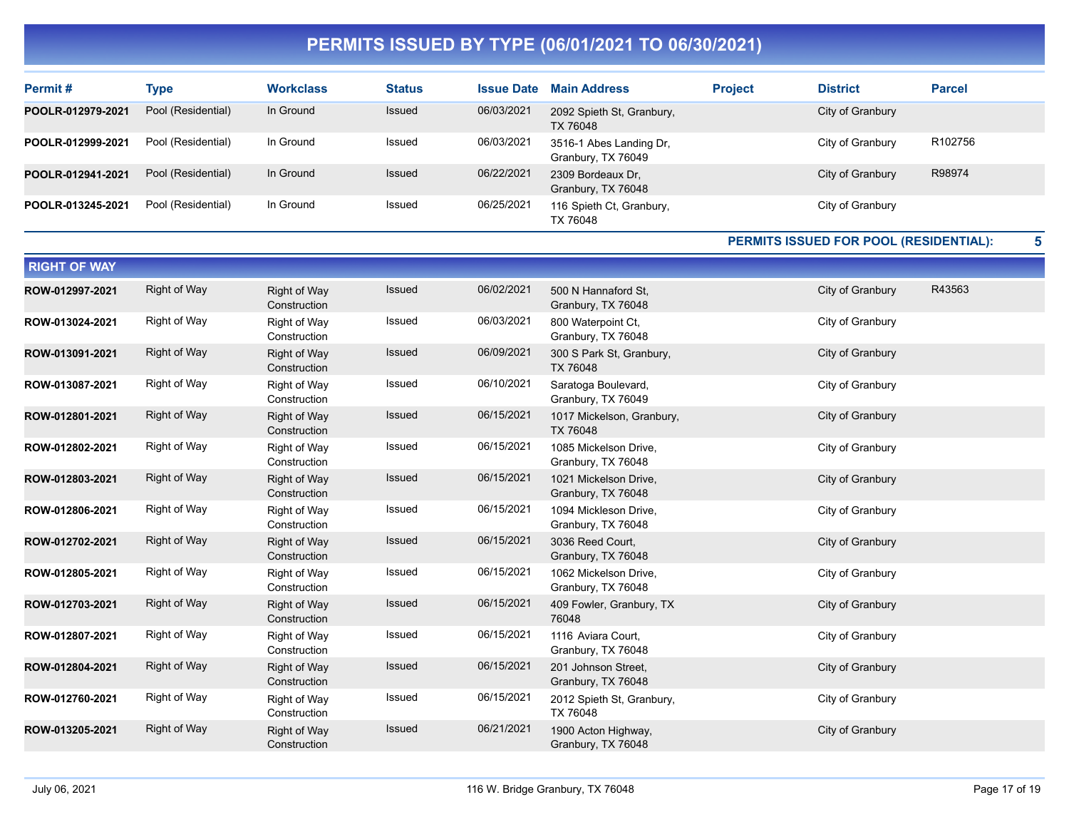# PERMITS ISSUED BY TYPE (06/01/2021 TO 06/30/2021)

| Permit # | Type | Workclass | Status | Issue Date | Main Address | Project | District | Parcel |
|---|---|---|---|---|---|---|---|---|
| POOLR-012979-2021 | Pool (Residential) | In Ground | Issued | 06/03/2021 | 2092 Spieth St, Granbury, TX 76048 | | City of Granbury | |
| POOLR-012999-2021 | Pool (Residential) | In Ground | Issued | 06/03/2021 | 3516-1 Abes Landing Dr, Granbury, TX 76049 | | City of Granbury | R102756 |
| POOLR-012941-2021 | Pool (Residential) | In Ground | Issued | 06/22/2021 | 2309 Bordeaux Dr, Granbury, TX 76048 | | City of Granbury | R98974 |
| POOLR-013245-2021 | Pool (Residential) | In Ground | Issued | 06/25/2021 | 116 Spieth Ct, Granbury, TX 76048 | | City of Granbury | |

**PERMITS ISSUED FOR POOL (RESIDENTIAL): 5**

## RIGHT OF WAY

| Permit # | Type | Workclass | Status | Issue Date | Main Address | Project | District | Parcel |
|---|---|---|---|---|---|---|---|---|
| ROW-012997-2021 | Right of Way | Right of Way Construction | Issued | 06/02/2021 | 500 N Hannaford St, Granbury, TX 76048 | | City of Granbury | R43563 |
| ROW-013024-2021 | Right of Way | Right of Way Construction | Issued | 06/03/2021 | 800 Waterpoint Ct, Granbury, TX 76048 | | City of Granbury | |
| ROW-013091-2021 | Right of Way | Right of Way Construction | Issued | 06/09/2021 | 300 S Park St, Granbury, TX 76048 | | City of Granbury | |
| ROW-013087-2021 | Right of Way | Right of Way Construction | Issued | 06/10/2021 | Saratoga Boulevard, Granbury, TX 76049 | | City of Granbury | |
| ROW-012801-2021 | Right of Way | Right of Way Construction | Issued | 06/15/2021 | 1017 Mickelson, Granbury, TX 76048 | | City of Granbury | |
| ROW-012802-2021 | Right of Way | Right of Way Construction | Issued | 06/15/2021 | 1085 Mickelson Drive, Granbury, TX 76048 | | City of Granbury | |
| ROW-012803-2021 | Right of Way | Right of Way Construction | Issued | 06/15/2021 | 1021 Mickelson Drive, Granbury, TX 76048 | | City of Granbury | |
| ROW-012806-2021 | Right of Way | Right of Way Construction | Issued | 06/15/2021 | 1094 Mickleson Drive, Granbury, TX 76048 | | City of Granbury | |
| ROW-012702-2021 | Right of Way | Right of Way Construction | Issued | 06/15/2021 | 3036 Reed Court, Granbury, TX 76048 | | City of Granbury | |
| ROW-012805-2021 | Right of Way | Right of Way Construction | Issued | 06/15/2021 | 1062 Mickelson Drive, Granbury, TX 76048 | | City of Granbury | |
| ROW-012703-2021 | Right of Way | Right of Way Construction | Issued | 06/15/2021 | 409 Fowler, Granbury, TX 76048 | | City of Granbury | |
| ROW-012807-2021 | Right of Way | Right of Way Construction | Issued | 06/15/2021 | 1116 Aviara Court, Granbury, TX 76048 | | City of Granbury | |
| ROW-012804-2021 | Right of Way | Right of Way Construction | Issued | 06/15/2021 | 201 Johnson Street, Granbury, TX 76048 | | City of Granbury | |
| ROW-012760-2021 | Right of Way | Right of Way Construction | Issued | 06/15/2021 | 2012 Spieth St, Granbury, TX 76048 | | City of Granbury | |
| ROW-013205-2021 | Right of Way | Right of Way Construction | Issued | 06/21/2021 | 1900 Acton Highway, Granbury, TX 76048 | | City of Granbury | |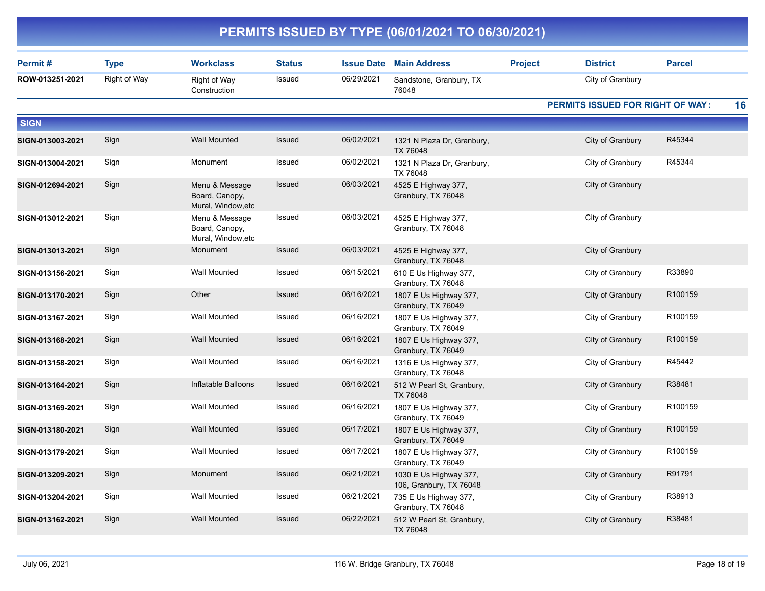# PERMITS ISSUED BY TYPE (06/01/2021 TO 06/30/2021)

| Permit # | Type | Workclass | Status | Issue Date | Main Address | Project | District | Parcel |
|---|---|---|---|---|---|---|---|---|
| ROW-013251-2021 | Right of Way | Right of Way Construction | Issued | 06/29/2021 | Sandstone, Granbury, TX 76048 | | City of Granbury | |

**PERMITS ISSUED FOR RIGHT OF WAY : 16**

## SIGN

| Permit # | Type | Workclass | Status | Issue Date | Main Address | Project | District | Parcel |
|---|---|---|---|---|---|---|---|---|
| SIGN-013003-2021 | Sign | Wall Mounted | Issued | 06/02/2021 | 1321 N Plaza Dr, Granbury, TX 76048 | | City of Granbury | R45344 |
| SIGN-013004-2021 | Sign | Monument | Issued | 06/02/2021 | 1321 N Plaza Dr, Granbury, TX 76048 | | City of Granbury | R45344 |
| SIGN-012694-2021 | Sign | Menu & Message Board, Canopy, Mural, Window,etc | Issued | 06/03/2021 | 4525 E Highway 377, Granbury, TX 76048 | | City of Granbury | |
| SIGN-013012-2021 | Sign | Menu & Message Board, Canopy, Mural, Window,etc | Issued | 06/03/2021 | 4525 E Highway 377, Granbury, TX 76048 | | City of Granbury | |
| SIGN-013013-2021 | Sign | Monument | Issued | 06/03/2021 | 4525 E Highway 377, Granbury, TX 76048 | | City of Granbury | |
| SIGN-013156-2021 | Sign | Wall Mounted | Issued | 06/15/2021 | 610 E Us Highway 377, Granbury, TX 76048 | | City of Granbury | R33890 |
| SIGN-013170-2021 | Sign | Other | Issued | 06/16/2021 | 1807 E Us Highway 377, Granbury, TX 76049 | | City of Granbury | R100159 |
| SIGN-013167-2021 | Sign | Wall Mounted | Issued | 06/16/2021 | 1807 E Us Highway 377, Granbury, TX 76049 | | City of Granbury | R100159 |
| SIGN-013168-2021 | Sign | Wall Mounted | Issued | 06/16/2021 | 1807 E Us Highway 377, Granbury, TX 76049 | | City of Granbury | R100159 |
| SIGN-013158-2021 | Sign | Wall Mounted | Issued | 06/16/2021 | 1316 E Us Highway 377, Granbury, TX 76048 | | City of Granbury | R45442 |
| SIGN-013164-2021 | Sign | Inflatable Balloons | Issued | 06/16/2021 | 512 W Pearl St, Granbury, TX 76048 | | City of Granbury | R38481 |
| SIGN-013169-2021 | Sign | Wall Mounted | Issued | 06/16/2021 | 1807 E Us Highway 377, Granbury, TX 76049 | | City of Granbury | R100159 |
| SIGN-013180-2021 | Sign | Wall Mounted | Issued | 06/17/2021 | 1807 E Us Highway 377, Granbury, TX 76049 | | City of Granbury | R100159 |
| SIGN-013179-2021 | Sign | Wall Mounted | Issued | 06/17/2021 | 1807 E Us Highway 377, Granbury, TX 76049 | | City of Granbury | R100159 |
| SIGN-013209-2021 | Sign | Monument | Issued | 06/21/2021 | 1030 E Us Highway 377, 106, Granbury, TX 76048 | | City of Granbury | R91791 |
| SIGN-013204-2021 | Sign | Wall Mounted | Issued | 06/21/2021 | 735 E Us Highway 377, Granbury, TX 76048 | | City of Granbury | R38913 |
| SIGN-013162-2021 | Sign | Wall Mounted | Issued | 06/22/2021 | 512 W Pearl St, Granbury, TX 76048 | | City of Granbury | R38481 |

July 06, 2021 — 116 W. Bridge Granbury, TX 76048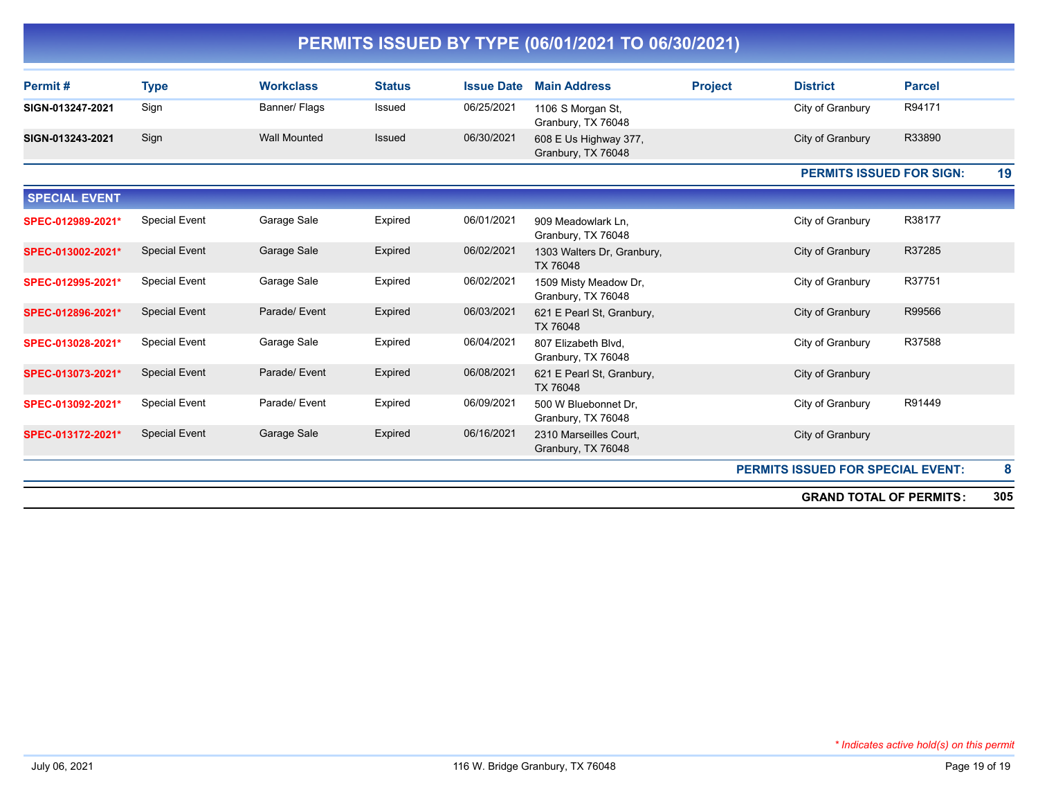# PERMITS ISSUED BY TYPE (06/01/2021 TO 06/30/2021)

| Permit # | Type | Workclass | Status | Issue Date | Main Address | Project | District | Parcel |
|---|---|---|---|---|---|---|---|---|
| SIGN-013247-2021 | Sign | Banner/ Flags | Issued | 06/25/2021 | 1106 S Morgan St, Granbury, TX 76048 | | City of Granbury | R94171 |
| SIGN-013243-2021 | Sign | Wall Mounted | Issued | 06/30/2021 | 608 E Us Highway 377, Granbury, TX 76048 | | City of Granbury | R33890 |

**PERMITS ISSUED FOR SIGN: 19**

## SPECIAL EVENT

| Permit # | Type | Workclass | Status | Issue Date | Main Address | Project | District | Parcel |
|---|---|---|---|---|---|---|---|---|
| SPEC-012989-2021* | Special Event | Garage Sale | Expired | 06/01/2021 | 909 Meadowlark Ln, Granbury, TX 76048 | | City of Granbury | R38177 |
| SPEC-013002-2021* | Special Event | Garage Sale | Expired | 06/02/2021 | 1303 Walters Dr, Granbury, TX 76048 | | City of Granbury | R37285 |
| SPEC-012995-2021* | Special Event | Garage Sale | Expired | 06/02/2021 | 1509 Misty Meadow Dr, Granbury, TX 76048 | | City of Granbury | R37751 |
| SPEC-012896-2021* | Special Event | Parade/ Event | Expired | 06/03/2021 | 621 E Pearl St, Granbury, TX 76048 | | City of Granbury | R99566 |
| SPEC-013028-2021* | Special Event | Garage Sale | Expired | 06/04/2021 | 807 Elizabeth Blvd, Granbury, TX 76048 | | City of Granbury | R37588 |
| SPEC-013073-2021* | Special Event | Parade/ Event | Expired | 06/08/2021 | 621 E Pearl St, Granbury, TX 76048 | | City of Granbury | |
| SPEC-013092-2021* | Special Event | Parade/ Event | Expired | 06/09/2021 | 500 W Bluebonnet Dr, Granbury, TX 76048 | | City of Granbury | R91449 |
| SPEC-013172-2021* | Special Event | Garage Sale | Expired | 06/16/2021 | 2310 Marseilles Court, Granbury, TX 76048 | | City of Granbury | |

**PERMITS ISSUED FOR SPECIAL EVENT: 8**

**GRAND TOTAL OF PERMITS: 305**

*\* Indicates active hold(s) on this permit*

July 06, 2021 — 116 W. Bridge Granbury, TX 76048